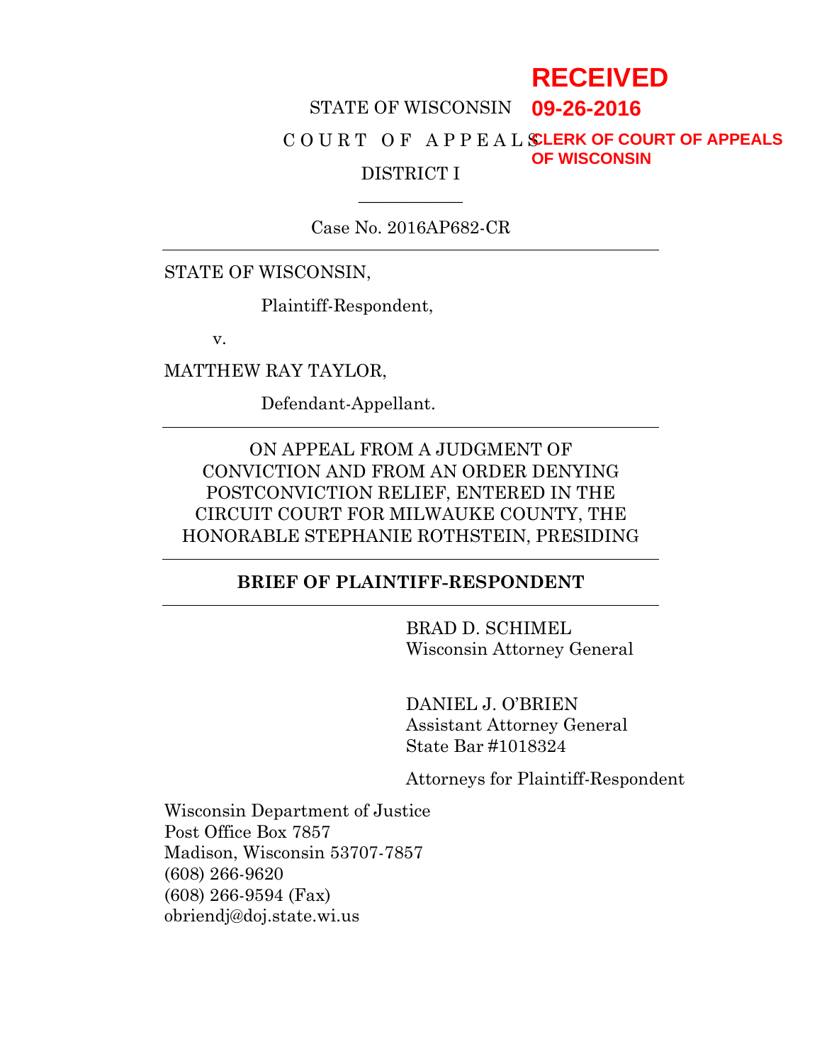RECEIVED
09-26-2016
CLERK OF COURT OF APPEALS
OF WISCONSIN

STATE OF WISCONSIN

C O U R T O F A P P E A L S

DISTRICT I

---

Case No. 2016AP682-CR

---

STATE OF WISCONSIN,

Plaintiff-Respondent,

v.

MATTHEW RAY TAYLOR,

Defendant-Appellant.

---

ON APPEAL FROM A JUDGMENT OF CONVICTION AND FROM AN ORDER DENYING POSTCONVICTION RELIEF, ENTERED IN THE CIRCUIT COURT FOR MILWAUKE COUNTY, THE HONORABLE STEPHANIE ROTHSTEIN, PRESIDING

---

**BRIEF OF PLAINTIFF-RESPONDENT**

---

BRAD D. SCHIMEL
Wisconsin Attorney General

DANIEL J. O'BRIEN
Assistant Attorney General
State Bar #1018324

Attorneys for Plaintiff-Respondent

Wisconsin Department of Justice
Post Office Box 7857
Madison, Wisconsin 53707-7857
(608) 266-9620
(608) 266-9594 (Fax)
obriendj@doj.state.wi.us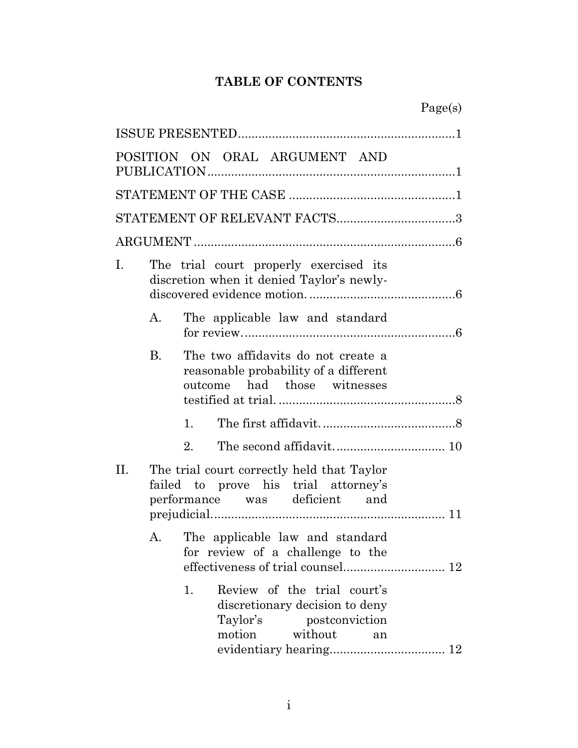# TABLE OF CONTENTS

| | Page(s) |
|---|---|
| ISSUE PRESENTED | 1 |
| POSITION ON ORAL ARGUMENT AND PUBLICATION | 1 |
| STATEMENT OF THE CASE | 1 |
| STATEMENT OF RELEVANT FACTS | 3 |
| ARGUMENT | 6 |
| I. The trial court properly exercised its discretion when it denied Taylor's newly-discovered evidence motion. | 6 |
| A. The applicable law and standard for review. | 6 |
| B. The two affidavits do not create a reasonable probability of a different outcome had those witnesses testified at trial. | 8 |
| 1. The first affidavit. | 8 |
| 2. The second affidavit. | 10 |
| II. The trial court correctly held that Taylor failed to prove his trial attorney's performance was deficient and prejudicial. | 11 |
| A. The applicable law and standard for review of a challenge to the effectiveness of trial counsel. | 12 |
| 1. Review of the trial court's discretionary decision to deny Taylor's postconviction motion without an evidentiary hearing. | 12 |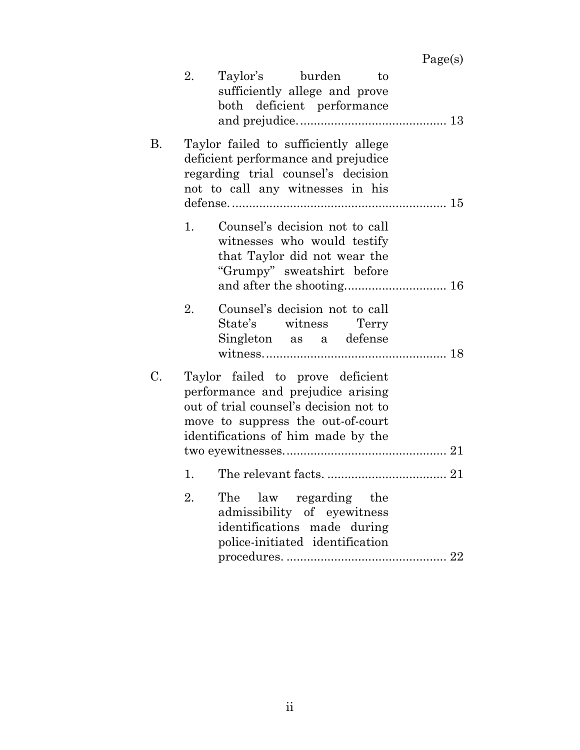Page(s)

2. Taylor's burden to sufficiently allege and prove both deficient performance and prejudice. .......................................... 13

B. Taylor failed to sufficiently allege deficient performance and prejudice regarding trial counsel's decision not to call any witnesses in his defense. .............................................................. 15

1. Counsel's decision not to call witnesses who would testify that Taylor did not wear the "Grumpy" sweatshirt before and after the shooting. ............................ 16

2. Counsel's decision not to call State's witness Terry Singleton as a defense witness. .................................................... 18

C. Taylor failed to prove deficient performance and prejudice arising out of trial counsel's decision not to move to suppress the out-of-court identifications of him made by the two eyewitnesses. ............................................... 21

1. The relevant facts. .................................. 21

2. The law regarding the admissibility of eyewitness identifications made during police-initiated identification procedures. .............................................. 22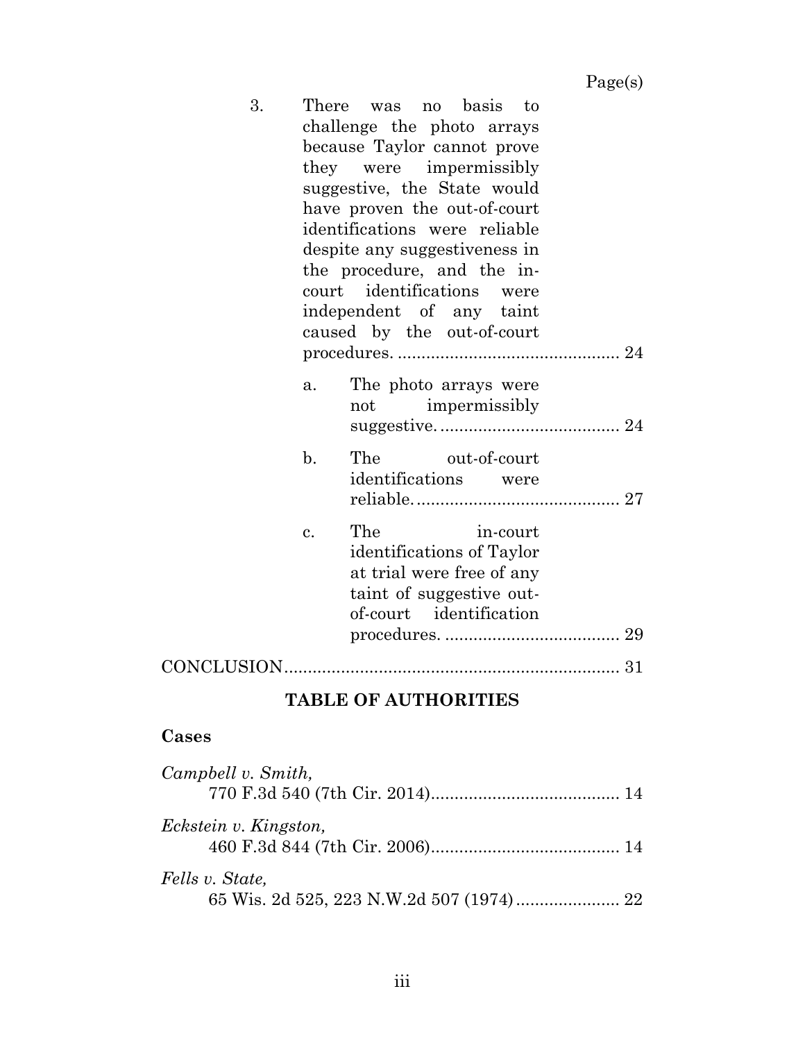Page(s)

3. There was no basis to challenge the photo arrays because Taylor cannot prove they were impermissibly suggestive, the State would have proven the out-of-court identifications were reliable despite any suggestiveness in the procedure, and the in-court identifications were independent of any taint caused by the out-of-court procedures. ............................................ 24

   a. The photo arrays were not impermissibly suggestive. ..................................... 24

   b. The out-of-court identifications were reliable. .......................................... 27

   c. The in-court identifications of Taylor at trial were free of any taint of suggestive out-of-court identification procedures. .................................... 29

CONCLUSION ...................................................................... 31

## TABLE OF AUTHORITIES

### Cases

*Campbell v. Smith*,
770 F.3d 540 (7th Cir. 2014) ....................................... 14

*Eckstein v. Kingston*,
460 F.3d 844 (7th Cir. 2006) ....................................... 14

*Fells v. State*,
65 Wis. 2d 525, 223 N.W.2d 507 (1974) ...................... 22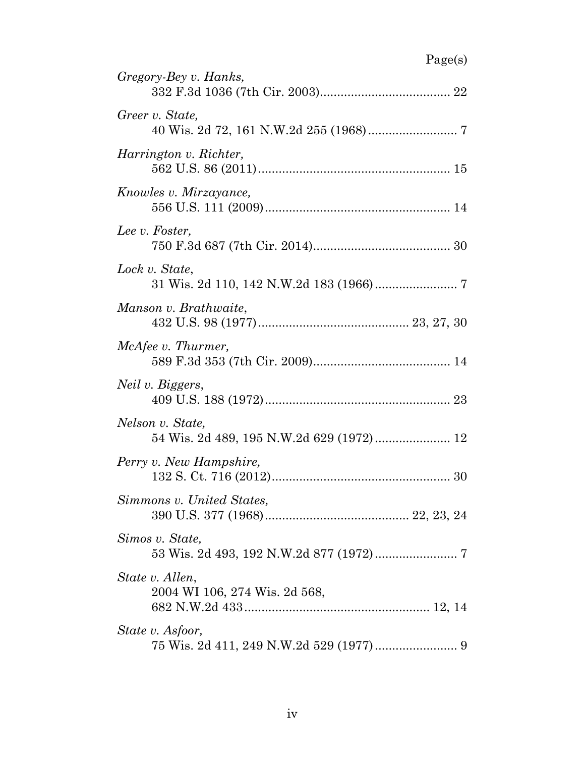Page(s)

*Gregory-Bey v. Hanks*,
332 F.3d 1036 (7th Cir. 2003)...................................... 22

*Greer v. State*,
40 Wis. 2d 72, 161 N.W.2d 255 (1968).......................... 7

*Harrington v. Richter*,
562 U.S. 86 (2011)........................................................ 15

*Knowles v. Mirzayance*,
556 U.S. 111 (2009)...................................................... 14

*Lee v. Foster*,
750 F.3d 687 (7th Cir. 2014)........................................ 30

*Lock v. State*,
31 Wis. 2d 110, 142 N.W.2d 183 (1966)........................ 7

*Manson v. Brathwaite*,
432 U.S. 98 (1977)............................................ 23, 27, 30

*McAfee v. Thurmer*,
589 F.3d 353 (7th Cir. 2009)........................................ 14

*Neil v. Biggers*,
409 U.S. 188 (1972)...................................................... 23

*Nelson v. State*,
54 Wis. 2d 489, 195 N.W.2d 629 (1972)...................... 12

*Perry v. New Hampshire*,
132 S. Ct. 716 (2012).................................................... 30

*Simmons v. United States*,
390 U.S. 377 (1968).......................................... 22, 23, 24

*Simos v. State*,
53 Wis. 2d 493, 192 N.W.2d 877 (1972)........................ 7

*State v. Allen*,
2004 WI 106, 274 Wis. 2d 568,
682 N.W.2d 433...................................................... 12, 14

*State v. Asfoor*,
75 Wis. 2d 411, 249 N.W.2d 529 (1977)........................ 9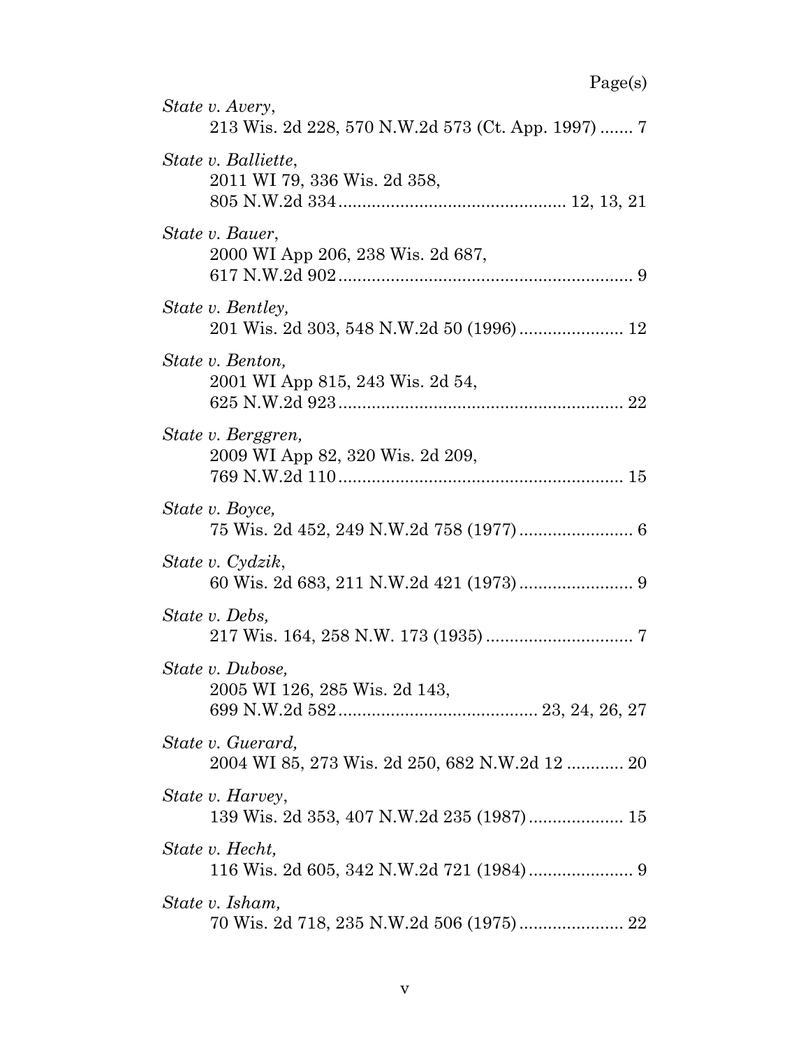Page(s)

*State v. Avery*,
213 Wis. 2d 228, 570 N.W.2d 573 (Ct. App. 1997) ....... 7

*State v. Balliette*,
2011 WI 79, 336 Wis. 2d 358,
805 N.W.2d 334 ................................................ 12, 13, 21

*State v. Bauer*,
2000 WI App 206, 238 Wis. 2d 687,
617 N.W.2d 902 .............................................................. 9

*State v. Bentley,*
201 Wis. 2d 303, 548 N.W.2d 50 (1996) ...................... 12

*State v. Benton,*
2001 WI App 815, 243 Wis. 2d 54,
625 N.W.2d 923 ............................................................ 22

*State v. Berggren,*
2009 WI App 82, 320 Wis. 2d 209,
769 N.W.2d 110 ............................................................ 15

*State v. Boyce,*
75 Wis. 2d 452, 249 N.W.2d 758 (1977) ........................ 6

*State v. Cydzik*,
60 Wis. 2d 683, 211 N.W.2d 421 (1973) ........................ 9

*State v. Debs,*
217 Wis. 164, 258 N.W. 173 (1935) ............................... 7

*State v. Dubose,*
2005 WI 126, 285 Wis. 2d 143,
699 N.W.2d 582 .......................................... 23, 24, 26, 27

*State v. Guerard,*
2004 WI 85, 273 Wis. 2d 250, 682 N.W.2d 12 ............ 20

*State v. Harvey*,
139 Wis. 2d 353, 407 N.W.2d 235 (1987) .................... 15

*State v. Hecht,*
116 Wis. 2d 605, 342 N.W.2d 721 (1984) ...................... 9

*State v. Isham,*
70 Wis. 2d 718, 235 N.W.2d 506 (1975) ...................... 22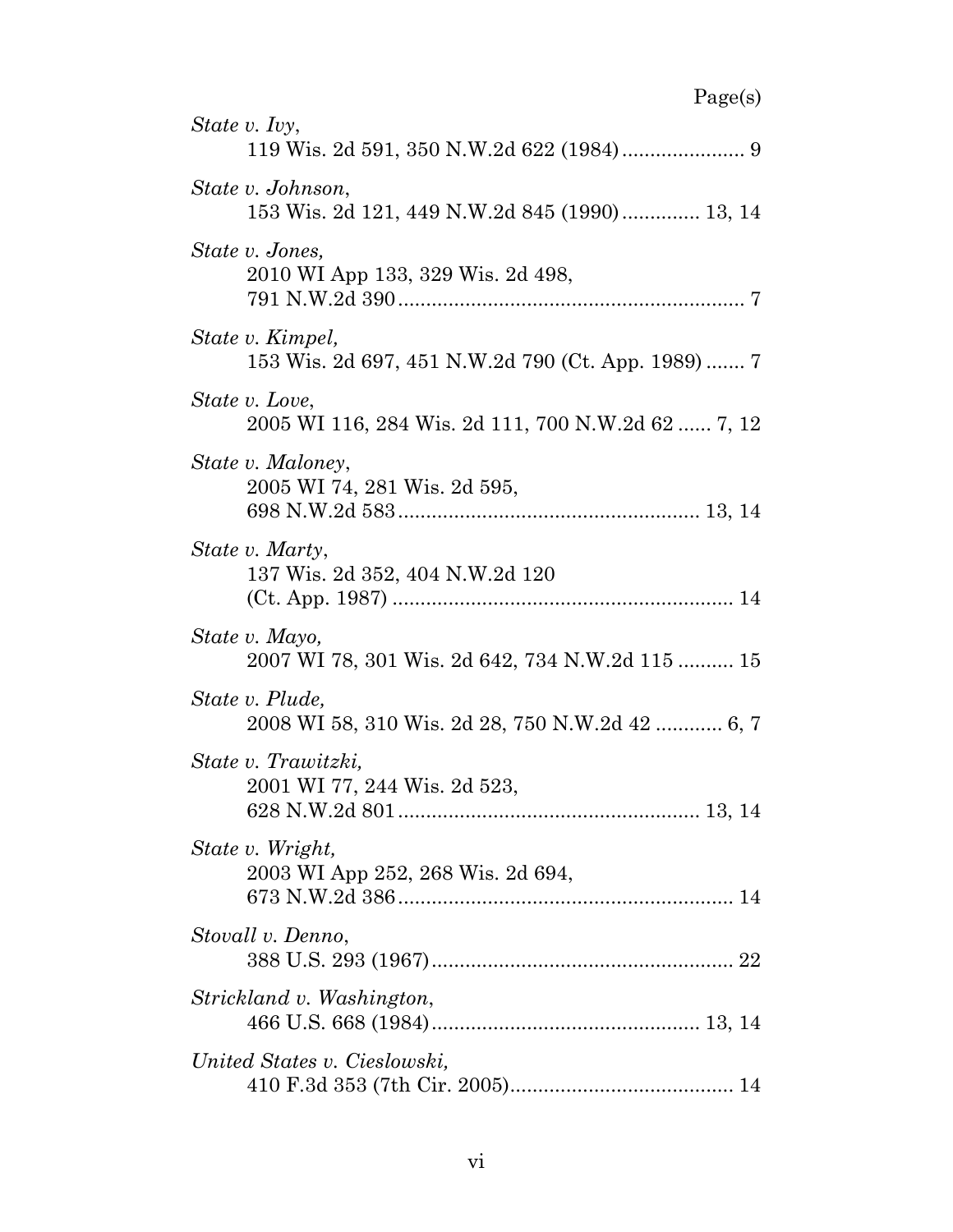Page(s)

*State v. Ivy*,
119 Wis. 2d 591, 350 N.W.2d 622 (1984) ...................... 9

*State v. Johnson*,
153 Wis. 2d 121, 449 N.W.2d 845 (1990) ............. 13, 14

*State v. Jones,*
2010 WI App 133, 329 Wis. 2d 498,
791 N.W.2d 390 ............................................................. 7

*State v. Kimpel,*
153 Wis. 2d 697, 451 N.W.2d 790 (Ct. App. 1989) ....... 7

*State v. Love*,
2005 WI 116, 284 Wis. 2d 111, 700 N.W.2d 62 ...... 7, 12

*State v. Maloney*,
2005 WI 74, 281 Wis. 2d 595,
698 N.W.2d 583 ..................................................... 13, 14

*State v. Marty*,
137 Wis. 2d 352, 404 N.W.2d 120
(Ct. App. 1987) ........................................................... 14

*State v. Mayo,*
2007 WI 78, 301 Wis. 2d 642, 734 N.W.2d 115 .......... 15

*State v. Plude,*
2008 WI 58, 310 Wis. 2d 28, 750 N.W.2d 42 ............ 6, 7

*State v. Trawitzki,*
2001 WI 77, 244 Wis. 2d 523,
628 N.W.2d 801 ..................................................... 13, 14

*State v. Wright,*
2003 WI App 252, 268 Wis. 2d 694,
673 N.W.2d 386 ........................................................... 14

*Stovall v. Denno*,
388 U.S. 293 (1967) ..................................................... 22

*Strickland v. Washington*,
466 U.S. 668 (1984) ............................................... 13, 14

*United States v. Cieslowski,*
410 F.3d 353 (7th Cir. 2005) ........................................ 14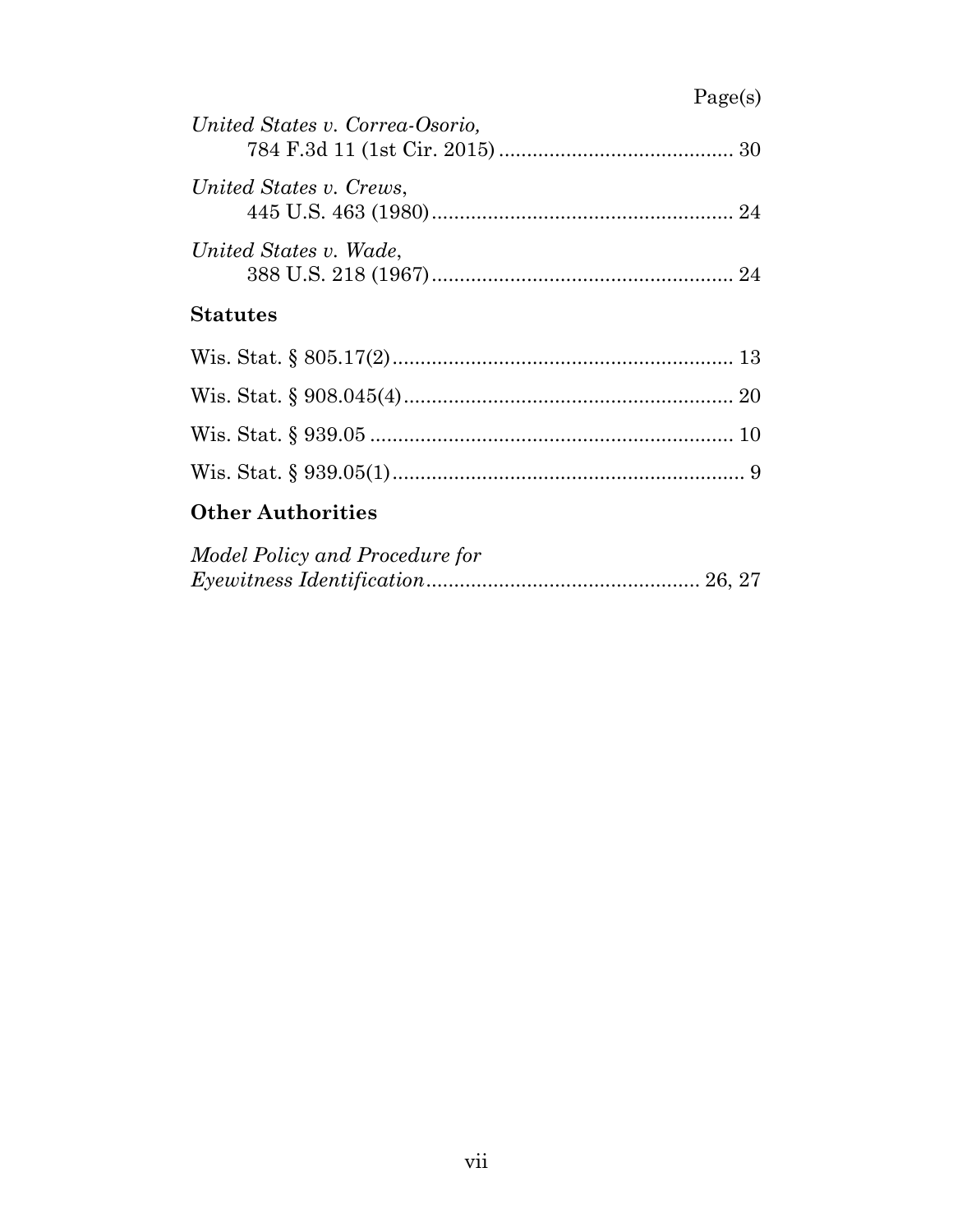Page(s)

*United States v. Correa-Osorio,*
784 F.3d 11 (1st Cir. 2015) .......................................... 30

*United States v. Crews*,
445 U.S. 463 (1980)...................................................... 24

*United States v. Wade*,
388 U.S. 218 (1967)...................................................... 24

## Statutes

Wis. Stat. § 805.17(2)............................................................ 13

Wis. Stat. § 908.045(4)........................................................... 20

Wis. Stat. § 939.05 ................................................................. 10

Wis. Stat. § 939.05(1)............................................................... 9

## Other Authorities

*Model Policy and Procedure for*
*Eyewitness Identification*................................................ 26, 27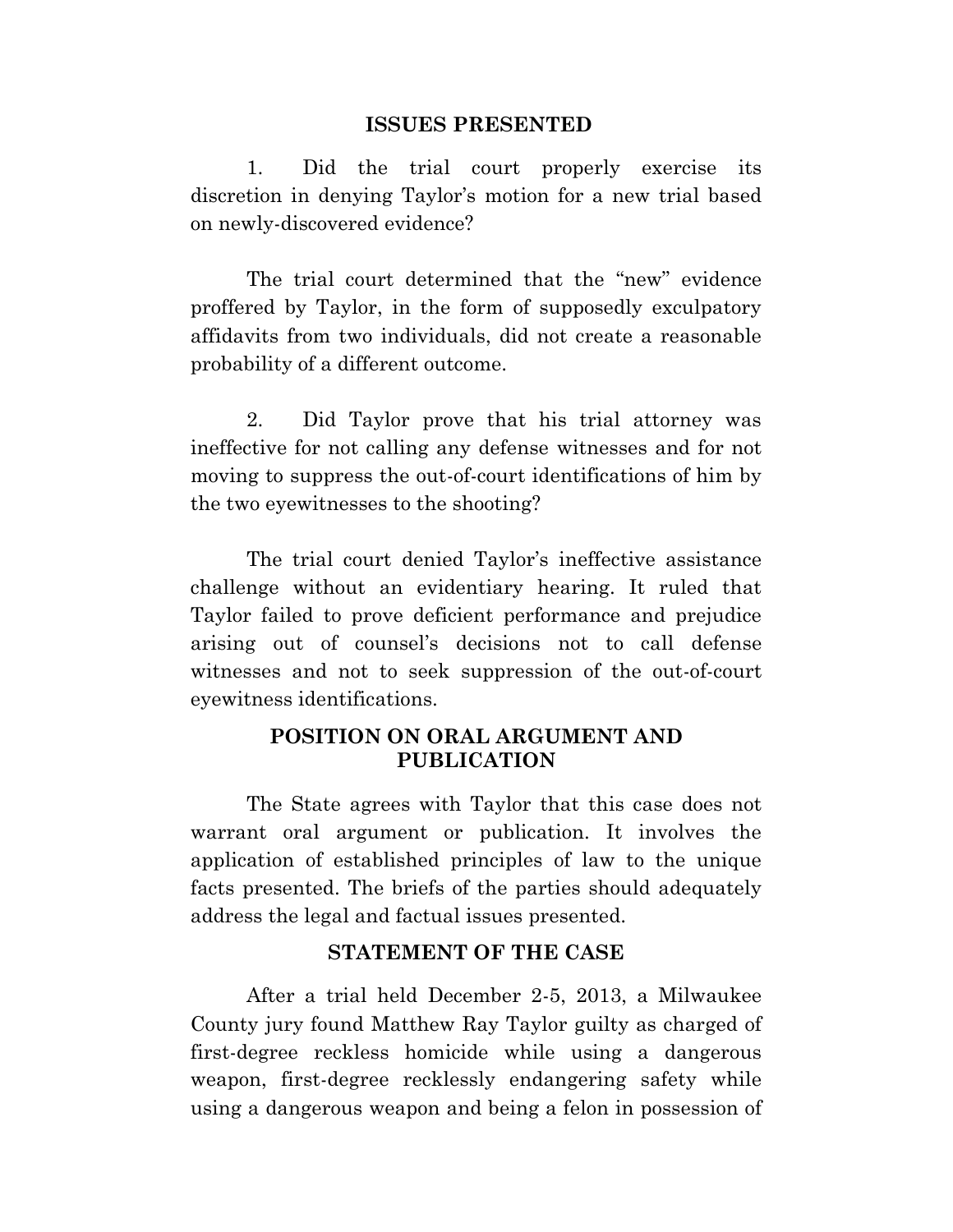## ISSUES PRESENTED

1. Did the trial court properly exercise its discretion in denying Taylor's motion for a new trial based on newly-discovered evidence?

The trial court determined that the "new" evidence proffered by Taylor, in the form of supposedly exculpatory affidavits from two individuals, did not create a reasonable probability of a different outcome.

2. Did Taylor prove that his trial attorney was ineffective for not calling any defense witnesses and for not moving to suppress the out-of-court identifications of him by the two eyewitnesses to the shooting?

The trial court denied Taylor's ineffective assistance challenge without an evidentiary hearing. It ruled that Taylor failed to prove deficient performance and prejudice arising out of counsel's decisions not to call defense witnesses and not to seek suppression of the out-of-court eyewitness identifications.

## POSITION ON ORAL ARGUMENT AND PUBLICATION

The State agrees with Taylor that this case does not warrant oral argument or publication. It involves the application of established principles of law to the unique facts presented. The briefs of the parties should adequately address the legal and factual issues presented.

## STATEMENT OF THE CASE

After a trial held December 2-5, 2013, a Milwaukee County jury found Matthew Ray Taylor guilty as charged of first-degree reckless homicide while using a dangerous weapon, first-degree recklessly endangering safety while using a dangerous weapon and being a felon in possession of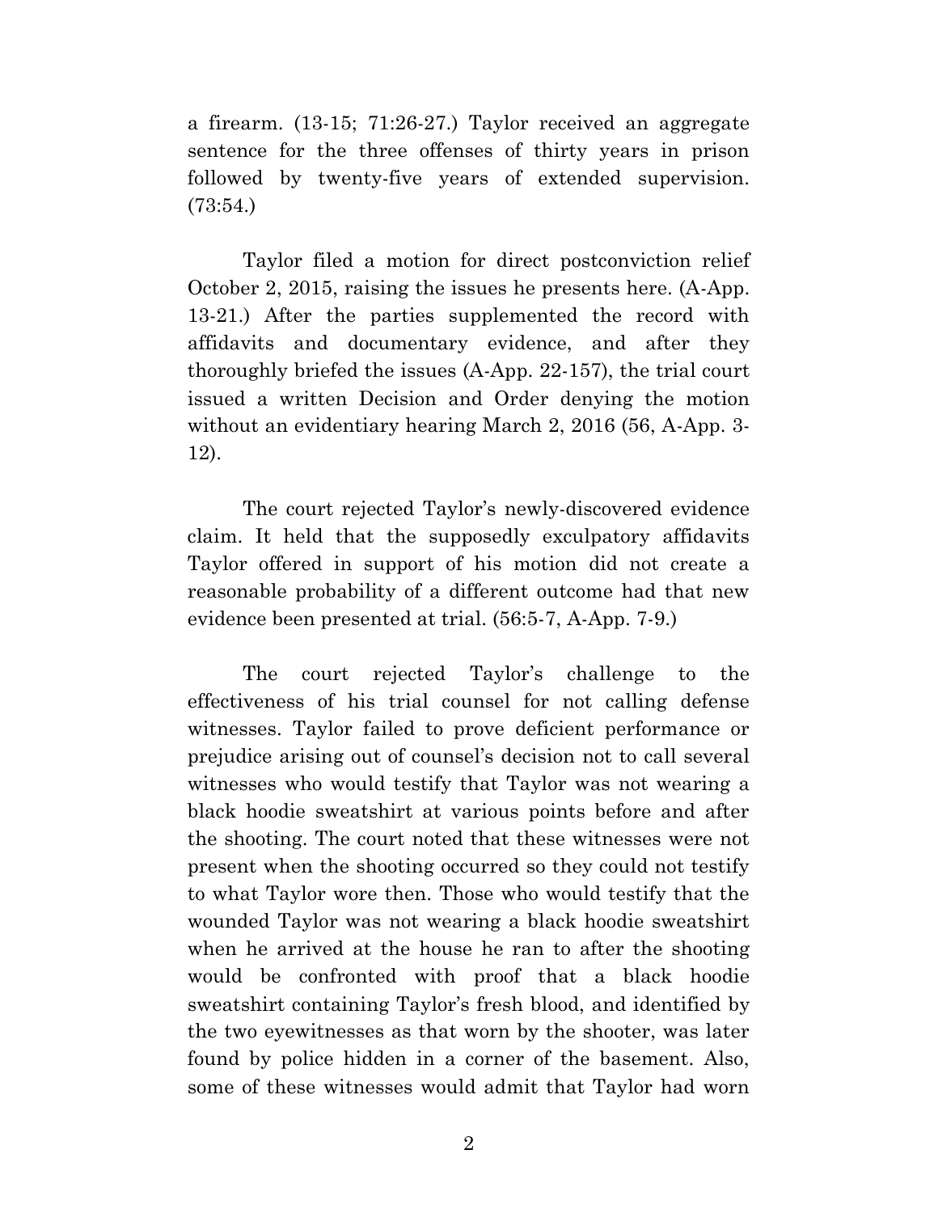a firearm. (13-15; 71:26-27.) Taylor received an aggregate sentence for the three offenses of thirty years in prison followed by twenty-five years of extended supervision. (73:54.)

Taylor filed a motion for direct postconviction relief October 2, 2015, raising the issues he presents here. (A-App. 13-21.) After the parties supplemented the record with affidavits and documentary evidence, and after they thoroughly briefed the issues (A-App. 22-157), the trial court issued a written Decision and Order denying the motion without an evidentiary hearing March 2, 2016 (56, A-App. 3-12).

The court rejected Taylor's newly-discovered evidence claim. It held that the supposedly exculpatory affidavits Taylor offered in support of his motion did not create a reasonable probability of a different outcome had that new evidence been presented at trial. (56:5-7, A-App. 7-9.)

The court rejected Taylor's challenge to the effectiveness of his trial counsel for not calling defense witnesses. Taylor failed to prove deficient performance or prejudice arising out of counsel's decision not to call several witnesses who would testify that Taylor was not wearing a black hoodie sweatshirt at various points before and after the shooting. The court noted that these witnesses were not present when the shooting occurred so they could not testify to what Taylor wore then. Those who would testify that the wounded Taylor was not wearing a black hoodie sweatshirt when he arrived at the house he ran to after the shooting would be confronted with proof that a black hoodie sweatshirt containing Taylor's fresh blood, and identified by the two eyewitnesses as that worn by the shooter, was later found by police hidden in a corner of the basement. Also, some of these witnesses would admit that Taylor had worn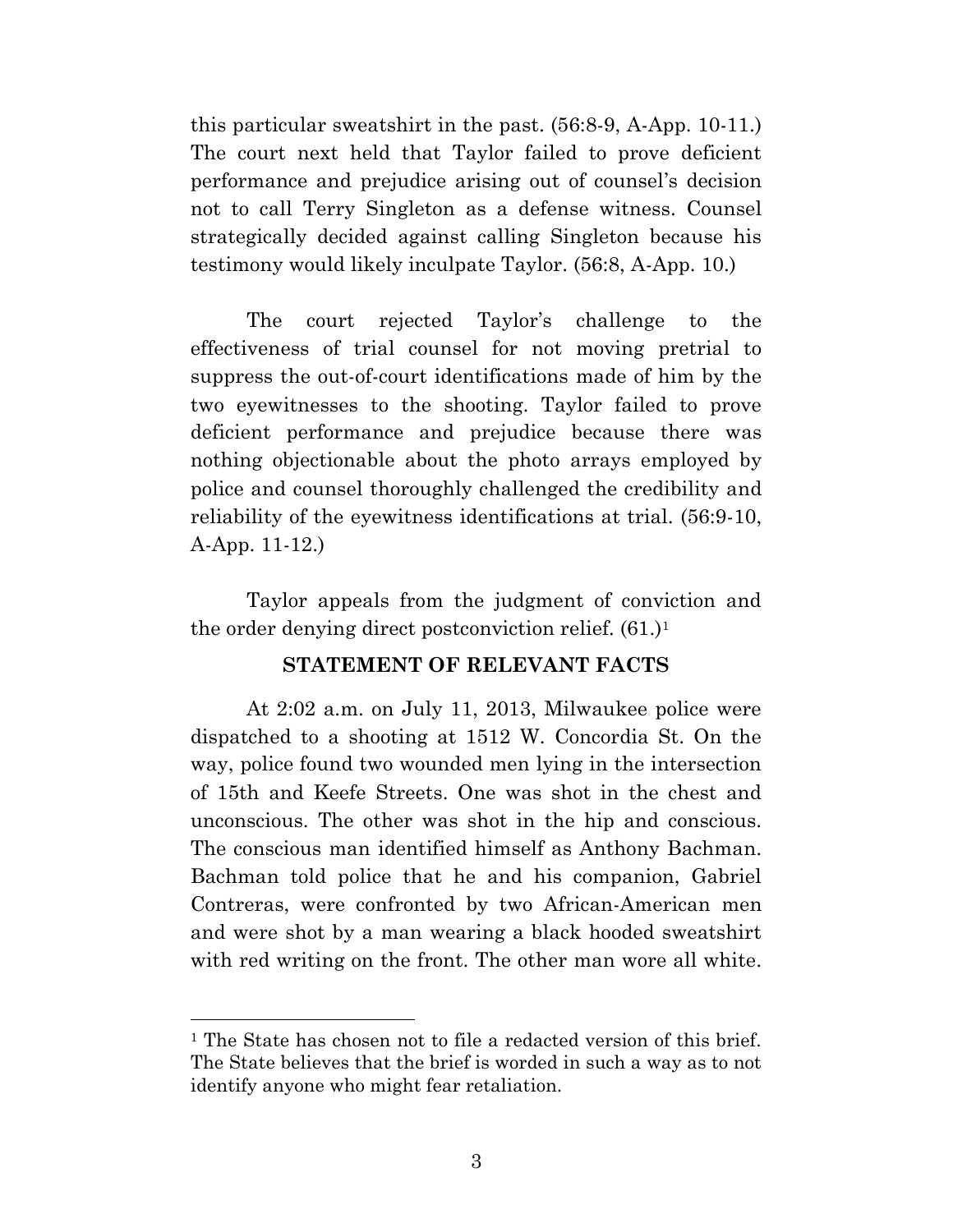this particular sweatshirt in the past. (56:8-9, A-App. 10-11.) The court next held that Taylor failed to prove deficient performance and prejudice arising out of counsel's decision not to call Terry Singleton as a defense witness. Counsel strategically decided against calling Singleton because his testimony would likely inculpate Taylor. (56:8, A-App. 10.)

The court rejected Taylor's challenge to the effectiveness of trial counsel for not moving pretrial to suppress the out-of-court identifications made of him by the two eyewitnesses to the shooting. Taylor failed to prove deficient performance and prejudice because there was nothing objectionable about the photo arrays employed by police and counsel thoroughly challenged the credibility and reliability of the eyewitness identifications at trial. (56:9-10, A-App. 11-12.)

Taylor appeals from the judgment of conviction and the order denying direct postconviction relief. (61.)[1]

## STATEMENT OF RELEVANT FACTS

At 2:02 a.m. on July 11, 2013, Milwaukee police were dispatched to a shooting at 1512 W. Concordia St. On the way, police found two wounded men lying in the intersection of 15th and Keefe Streets. One was shot in the chest and unconscious. The other was shot in the hip and conscious. The conscious man identified himself as Anthony Bachman. Bachman told police that he and his companion, Gabriel Contreras, were confronted by two African-American men and were shot by a man wearing a black hooded sweatshirt with red writing on the front. The other man wore all white.

[1] The State has chosen not to file a redacted version of this brief. The State believes that the brief is worded in such a way as to not identify anyone who might fear retaliation.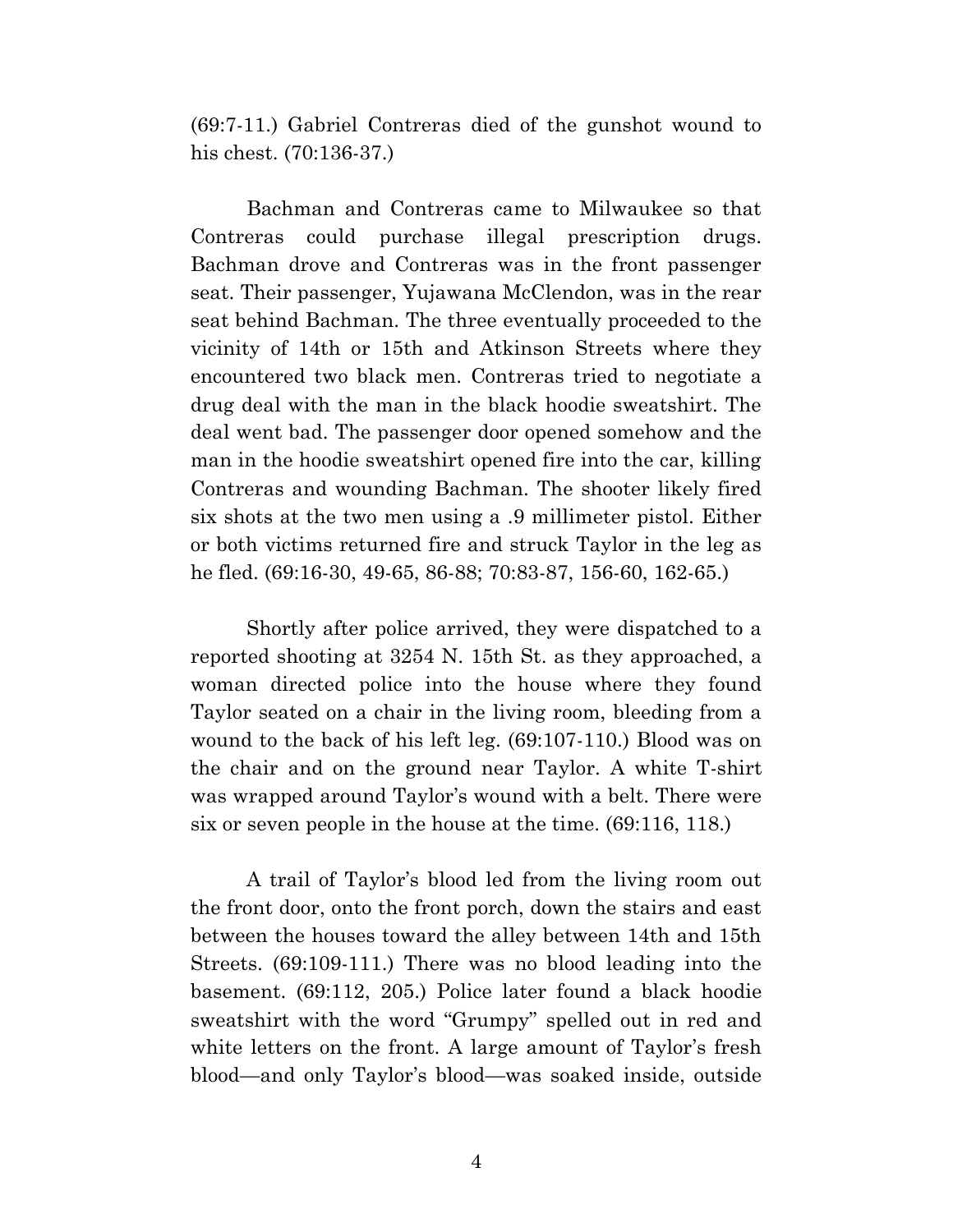(69:7-11.) Gabriel Contreras died of the gunshot wound to his chest. (70:136-37.)

Bachman and Contreras came to Milwaukee so that Contreras could purchase illegal prescription drugs. Bachman drove and Contreras was in the front passenger seat. Their passenger, Yujawana McClendon, was in the rear seat behind Bachman. The three eventually proceeded to the vicinity of 14th or 15th and Atkinson Streets where they encountered two black men. Contreras tried to negotiate a drug deal with the man in the black hoodie sweatshirt. The deal went bad. The passenger door opened somehow and the man in the hoodie sweatshirt opened fire into the car, killing Contreras and wounding Bachman. The shooter likely fired six shots at the two men using a .9 millimeter pistol. Either or both victims returned fire and struck Taylor in the leg as he fled. (69:16-30, 49-65, 86-88; 70:83-87, 156-60, 162-65.)

Shortly after police arrived, they were dispatched to a reported shooting at 3254 N. 15th St. as they approached, a woman directed police into the house where they found Taylor seated on a chair in the living room, bleeding from a wound to the back of his left leg. (69:107-110.) Blood was on the chair and on the ground near Taylor. A white T-shirt was wrapped around Taylor's wound with a belt. There were six or seven people in the house at the time. (69:116, 118.)

A trail of Taylor's blood led from the living room out the front door, onto the front porch, down the stairs and east between the houses toward the alley between 14th and 15th Streets. (69:109-111.) There was no blood leading into the basement. (69:112, 205.) Police later found a black hoodie sweatshirt with the word "Grumpy" spelled out in red and white letters on the front. A large amount of Taylor's fresh blood—and only Taylor's blood—was soaked inside, outside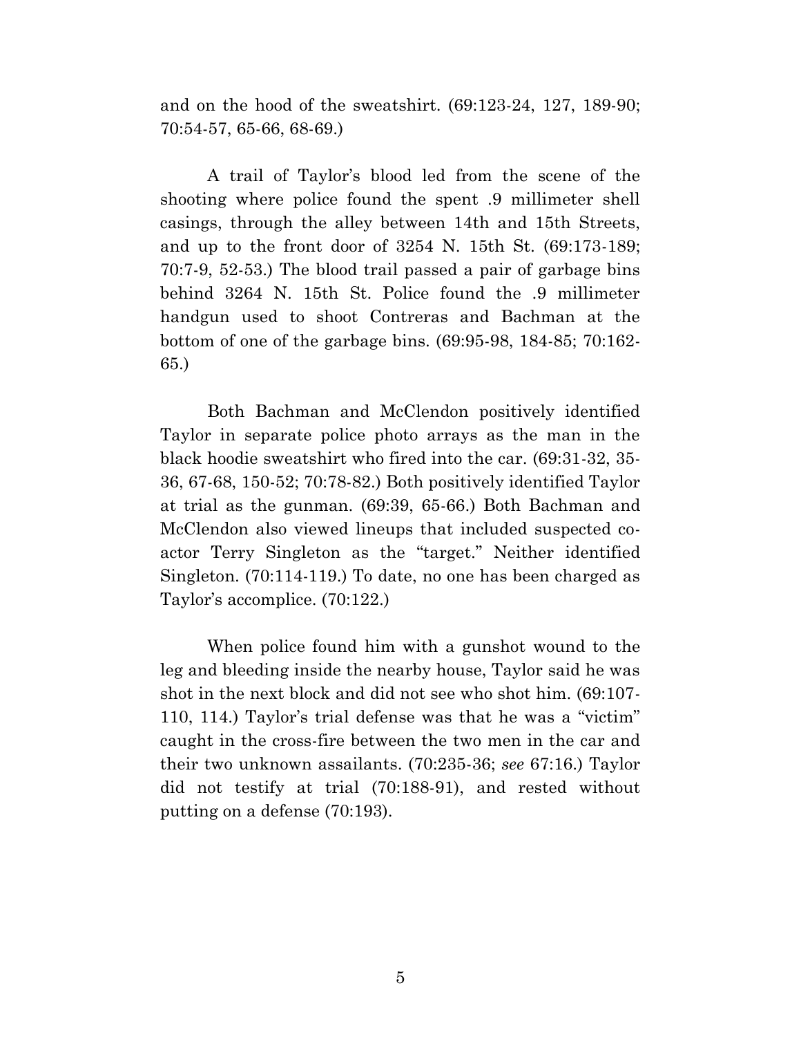and on the hood of the sweatshirt. (69:123-24, 127, 189-90; 70:54-57, 65-66, 68-69.)

A trail of Taylor's blood led from the scene of the shooting where police found the spent .9 millimeter shell casings, through the alley between 14th and 15th Streets, and up to the front door of 3254 N. 15th St. (69:173-189; 70:7-9, 52-53.) The blood trail passed a pair of garbage bins behind 3264 N. 15th St. Police found the .9 millimeter handgun used to shoot Contreras and Bachman at the bottom of one of the garbage bins. (69:95-98, 184-85; 70:162-65.)

Both Bachman and McClendon positively identified Taylor in separate police photo arrays as the man in the black hoodie sweatshirt who fired into the car. (69:31-32, 35-36, 67-68, 150-52; 70:78-82.) Both positively identified Taylor at trial as the gunman. (69:39, 65-66.) Both Bachman and McClendon also viewed lineups that included suspected co-actor Terry Singleton as the "target." Neither identified Singleton. (70:114-119.) To date, no one has been charged as Taylor's accomplice. (70:122.)

When police found him with a gunshot wound to the leg and bleeding inside the nearby house, Taylor said he was shot in the next block and did not see who shot him. (69:107-110, 114.) Taylor's trial defense was that he was a "victim" caught in the cross-fire between the two men in the car and their two unknown assailants. (70:235-36; *see* 67:16.) Taylor did not testify at trial (70:188-91), and rested without putting on a defense (70:193).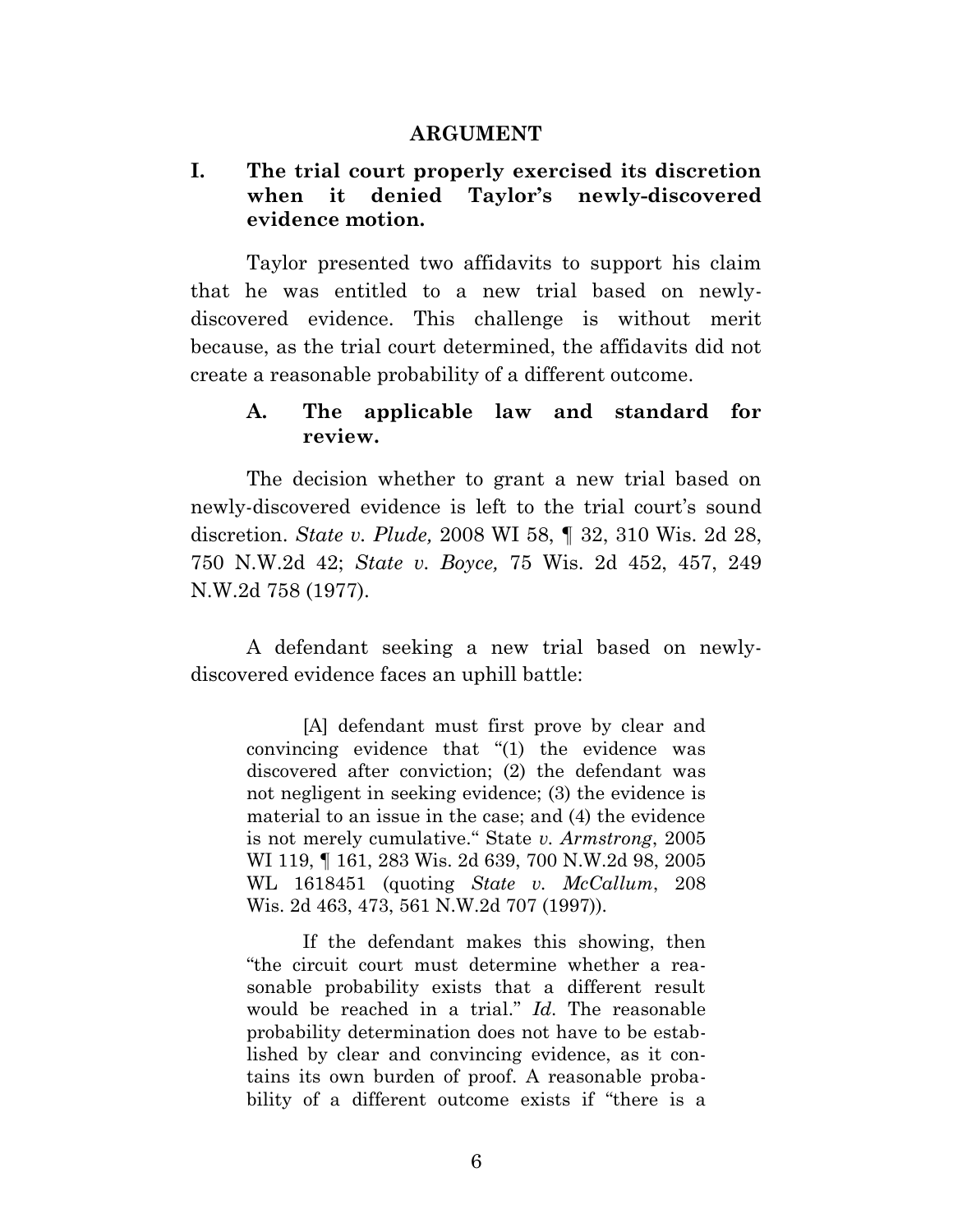## ARGUMENT

### I. The trial court properly exercised its discretion when it denied Taylor's newly-discovered evidence motion.

Taylor presented two affidavits to support his claim that he was entitled to a new trial based on newly-discovered evidence. This challenge is without merit because, as the trial court determined, the affidavits did not create a reasonable probability of a different outcome.

#### A. The applicable law and standard for review.

The decision whether to grant a new trial based on newly-discovered evidence is left to the trial court's sound discretion. *State v. Plude,* 2008 WI 58, ¶ 32, 310 Wis. 2d 28, 750 N.W.2d 42; *State v. Boyce,* 75 Wis. 2d 452, 457, 249 N.W.2d 758 (1977).

A defendant seeking a new trial based on newly-discovered evidence faces an uphill battle:

> [A] defendant must first prove by clear and convincing evidence that "(1) the evidence was discovered after conviction; (2) the defendant was not negligent in seeking evidence; (3) the evidence is material to an issue in the case; and (4) the evidence is not merely cumulative." State *v. Armstrong*, 2005 WI 119, ¶ 161, 283 Wis. 2d 639, 700 N.W.2d 98, 2005 WL 1618451 (quoting *State v. McCallum*, 208 Wis. 2d 463, 473, 561 N.W.2d 707 (1997)).
>
> If the defendant makes this showing, then "the circuit court must determine whether a reasonable probability exists that a different result would be reached in a trial." *Id*. The reasonable probability determination does not have to be established by clear and convincing evidence, as it contains its own burden of proof. A reasonable probability of a different outcome exists if "there is a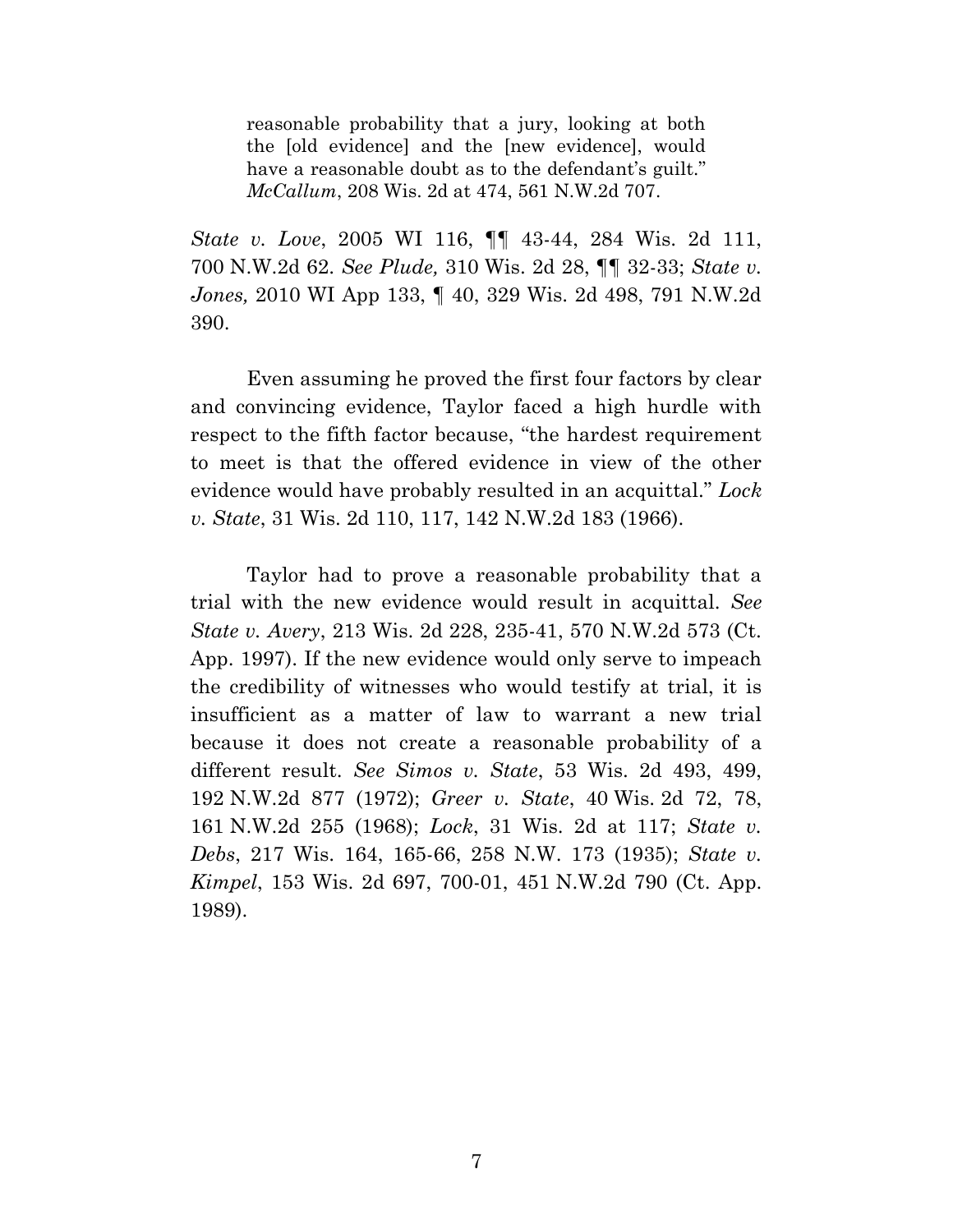> reasonable probability that a jury, looking at both the [old evidence] and the [new evidence], would have a reasonable doubt as to the defendant's guilt." *McCallum*, 208 Wis. 2d at 474, 561 N.W.2d 707.

*State v. Love*, 2005 WI 116, ¶¶ 43-44, 284 Wis. 2d 111, 700 N.W.2d 62. *See Plude,* 310 Wis. 2d 28, ¶¶ 32-33; *State v. Jones,* 2010 WI App 133, ¶ 40, 329 Wis. 2d 498, 791 N.W.2d 390.

Even assuming he proved the first four factors by clear and convincing evidence, Taylor faced a high hurdle with respect to the fifth factor because, "the hardest requirement to meet is that the offered evidence in view of the other evidence would have probably resulted in an acquittal." *Lock v. State*, 31 Wis. 2d 110, 117, 142 N.W.2d 183 (1966).

Taylor had to prove a reasonable probability that a trial with the new evidence would result in acquittal. *See State v. Avery*, 213 Wis. 2d 228, 235-41, 570 N.W.2d 573 (Ct. App. 1997). If the new evidence would only serve to impeach the credibility of witnesses who would testify at trial, it is insufficient as a matter of law to warrant a new trial because it does not create a reasonable probability of a different result. *See Simos v. State*, 53 Wis. 2d 493, 499, 192 N.W.2d 877 (1972); *Greer v. State*, 40 Wis. 2d 72, 78, 161 N.W.2d 255 (1968); *Lock*, 31 Wis. 2d at 117; *State v. Debs*, 217 Wis. 164, 165-66, 258 N.W. 173 (1935); *State v. Kimpel*, 153 Wis. 2d 697, 700-01, 451 N.W.2d 790 (Ct. App. 1989).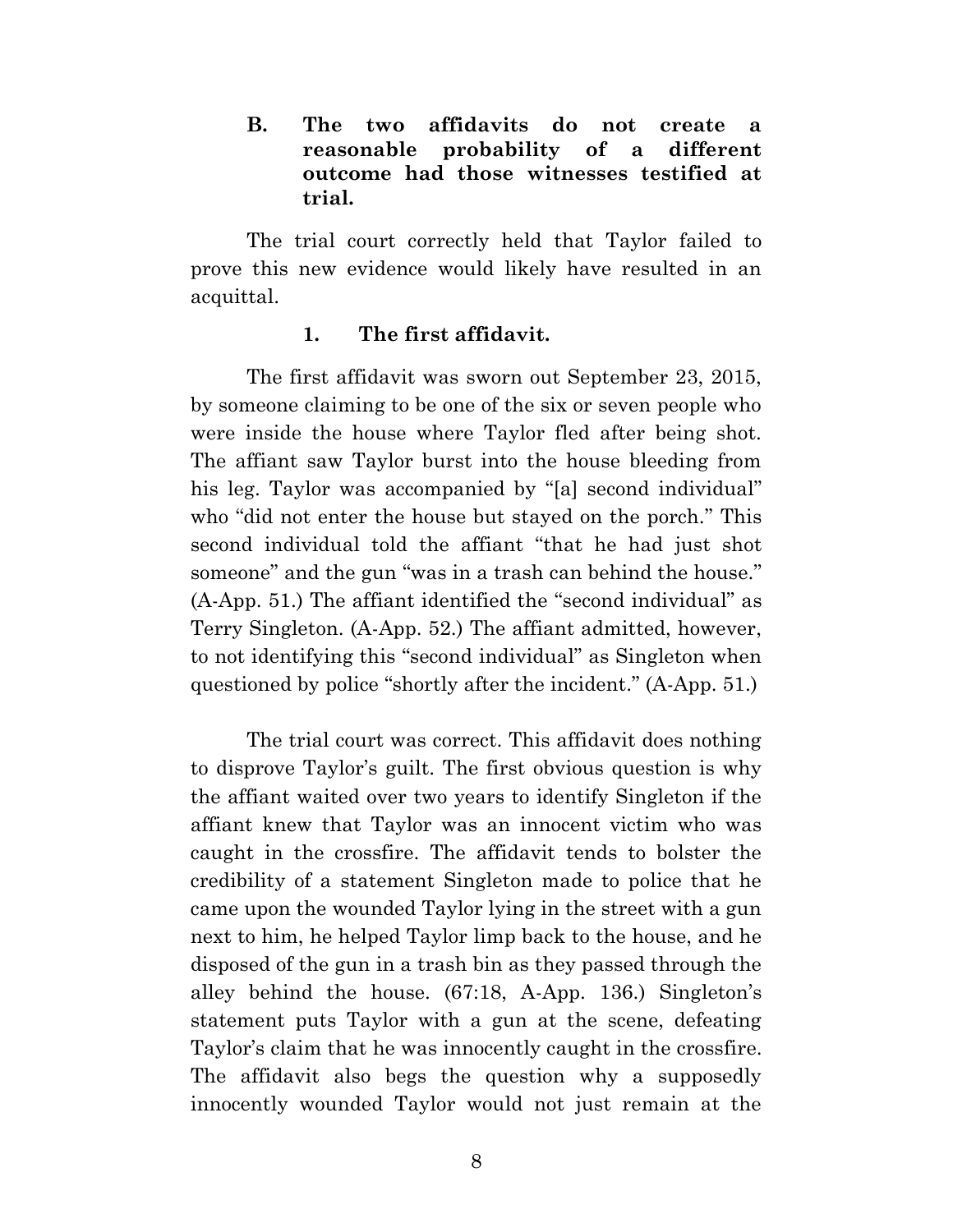### B. The two affidavits do not create a reasonable probability of a different outcome had those witnesses testified at trial.

The trial court correctly held that Taylor failed to prove this new evidence would likely have resulted in an acquittal.

#### 1. The first affidavit.

The first affidavit was sworn out September 23, 2015, by someone claiming to be one of the six or seven people who were inside the house where Taylor fled after being shot. The affiant saw Taylor burst into the house bleeding from his leg. Taylor was accompanied by "[a] second individual" who "did not enter the house but stayed on the porch." This second individual told the affiant "that he had just shot someone" and the gun "was in a trash can behind the house." (A-App. 51.) The affiant identified the "second individual" as Terry Singleton. (A-App. 52.) The affiant admitted, however, to not identifying this "second individual" as Singleton when questioned by police "shortly after the incident." (A-App. 51.)

The trial court was correct. This affidavit does nothing to disprove Taylor's guilt. The first obvious question is why the affiant waited over two years to identify Singleton if the affiant knew that Taylor was an innocent victim who was caught in the crossfire. The affidavit tends to bolster the credibility of a statement Singleton made to police that he came upon the wounded Taylor lying in the street with a gun next to him, he helped Taylor limp back to the house, and he disposed of the gun in a trash bin as they passed through the alley behind the house. (67:18, A-App. 136.) Singleton's statement puts Taylor with a gun at the scene, defeating Taylor's claim that he was innocently caught in the crossfire. The affidavit also begs the question why a supposedly innocently wounded Taylor would not just remain at the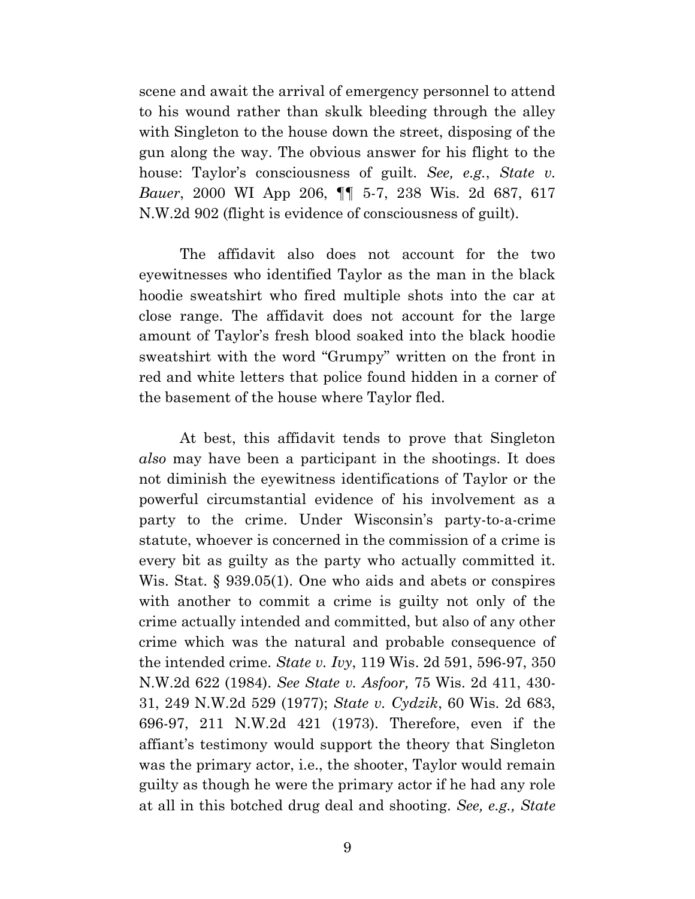scene and await the arrival of emergency personnel to attend to his wound rather than skulk bleeding through the alley with Singleton to the house down the street, disposing of the gun along the way. The obvious answer for his flight to the house: Taylor's consciousness of guilt. *See, e.g.*, *State v. Bauer*, 2000 WI App 206, ¶¶ 5-7, 238 Wis. 2d 687, 617 N.W.2d 902 (flight is evidence of consciousness of guilt).

The affidavit also does not account for the two eyewitnesses who identified Taylor as the man in the black hoodie sweatshirt who fired multiple shots into the car at close range. The affidavit does not account for the large amount of Taylor's fresh blood soaked into the black hoodie sweatshirt with the word "Grumpy" written on the front in red and white letters that police found hidden in a corner of the basement of the house where Taylor fled.

At best, this affidavit tends to prove that Singleton *also* may have been a participant in the shootings. It does not diminish the eyewitness identifications of Taylor or the powerful circumstantial evidence of his involvement as a party to the crime. Under Wisconsin's party-to-a-crime statute, whoever is concerned in the commission of a crime is every bit as guilty as the party who actually committed it. Wis. Stat. § 939.05(1). One who aids and abets or conspires with another to commit a crime is guilty not only of the crime actually intended and committed, but also of any other crime which was the natural and probable consequence of the intended crime. *State v. Ivy*, 119 Wis. 2d 591, 596-97, 350 N.W.2d 622 (1984). *See State v. Asfoor,* 75 Wis. 2d 411, 430-31, 249 N.W.2d 529 (1977); *State v. Cydzik*, 60 Wis. 2d 683, 696-97, 211 N.W.2d 421 (1973). Therefore, even if the affiant's testimony would support the theory that Singleton was the primary actor, i.e., the shooter, Taylor would remain guilty as though he were the primary actor if he had any role at all in this botched drug deal and shooting. *See, e.g., State*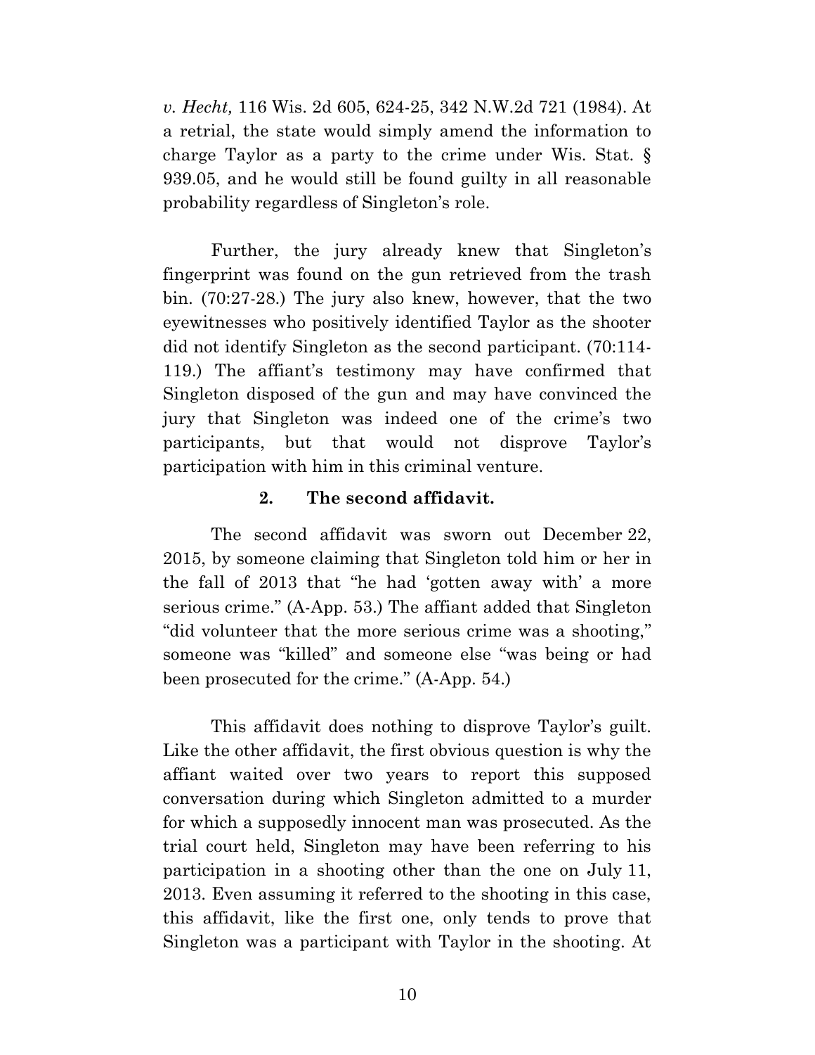*v. Hecht,* 116 Wis. 2d 605, 624-25, 342 N.W.2d 721 (1984). At a retrial, the state would simply amend the information to charge Taylor as a party to the crime under Wis. Stat. § 939.05, and he would still be found guilty in all reasonable probability regardless of Singleton's role.

Further, the jury already knew that Singleton's fingerprint was found on the gun retrieved from the trash bin. (70:27-28.) The jury also knew, however, that the two eyewitnesses who positively identified Taylor as the shooter did not identify Singleton as the second participant. (70:114-119.) The affiant's testimony may have confirmed that Singleton disposed of the gun and may have convinced the jury that Singleton was indeed one of the crime's two participants, but that would not disprove Taylor's participation with him in this criminal venture.

#### 2. The second affidavit.

The second affidavit was sworn out December 22, 2015, by someone claiming that Singleton told him or her in the fall of 2013 that "he had 'gotten away with' a more serious crime." (A-App. 53.) The affiant added that Singleton "did volunteer that the more serious crime was a shooting," someone was "killed" and someone else "was being or had been prosecuted for the crime." (A-App. 54.)

This affidavit does nothing to disprove Taylor's guilt. Like the other affidavit, the first obvious question is why the affiant waited over two years to report this supposed conversation during which Singleton admitted to a murder for which a supposedly innocent man was prosecuted. As the trial court held, Singleton may have been referring to his participation in a shooting other than the one on July 11, 2013. Even assuming it referred to the shooting in this case, this affidavit, like the first one, only tends to prove that Singleton was a participant with Taylor in the shooting. At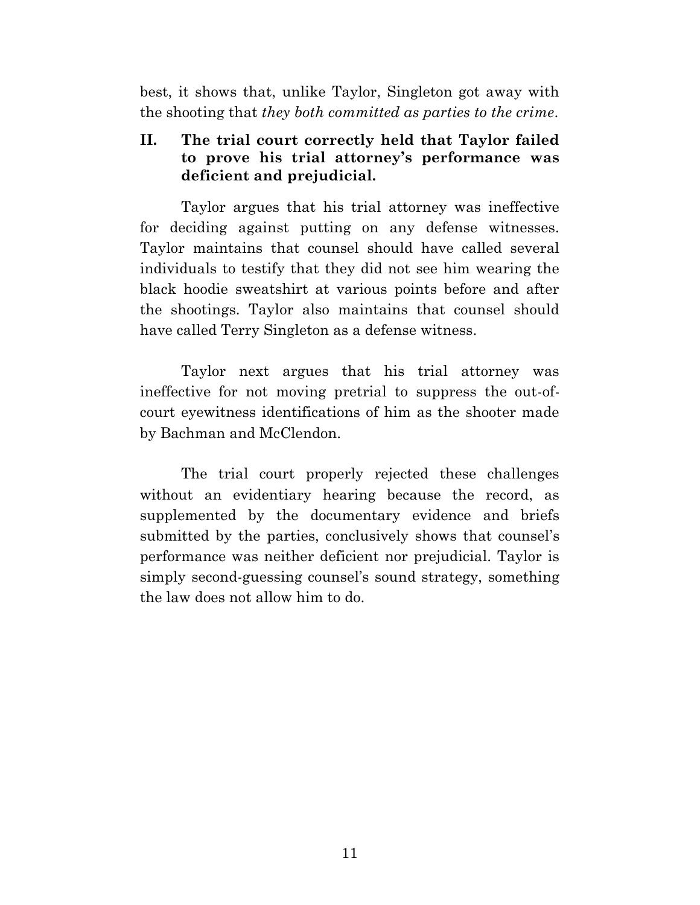best, it shows that, unlike Taylor, Singleton got away with the shooting that *they both committed as parties to the crime*.

## II. The trial court correctly held that Taylor failed to prove his trial attorney's performance was deficient and prejudicial.

Taylor argues that his trial attorney was ineffective for deciding against putting on any defense witnesses. Taylor maintains that counsel should have called several individuals to testify that they did not see him wearing the black hoodie sweatshirt at various points before and after the shootings. Taylor also maintains that counsel should have called Terry Singleton as a defense witness.

Taylor next argues that his trial attorney was ineffective for not moving pretrial to suppress the out-of-court eyewitness identifications of him as the shooter made by Bachman and McClendon.

The trial court properly rejected these challenges without an evidentiary hearing because the record, as supplemented by the documentary evidence and briefs submitted by the parties, conclusively shows that counsel's performance was neither deficient nor prejudicial. Taylor is simply second-guessing counsel's sound strategy, something the law does not allow him to do.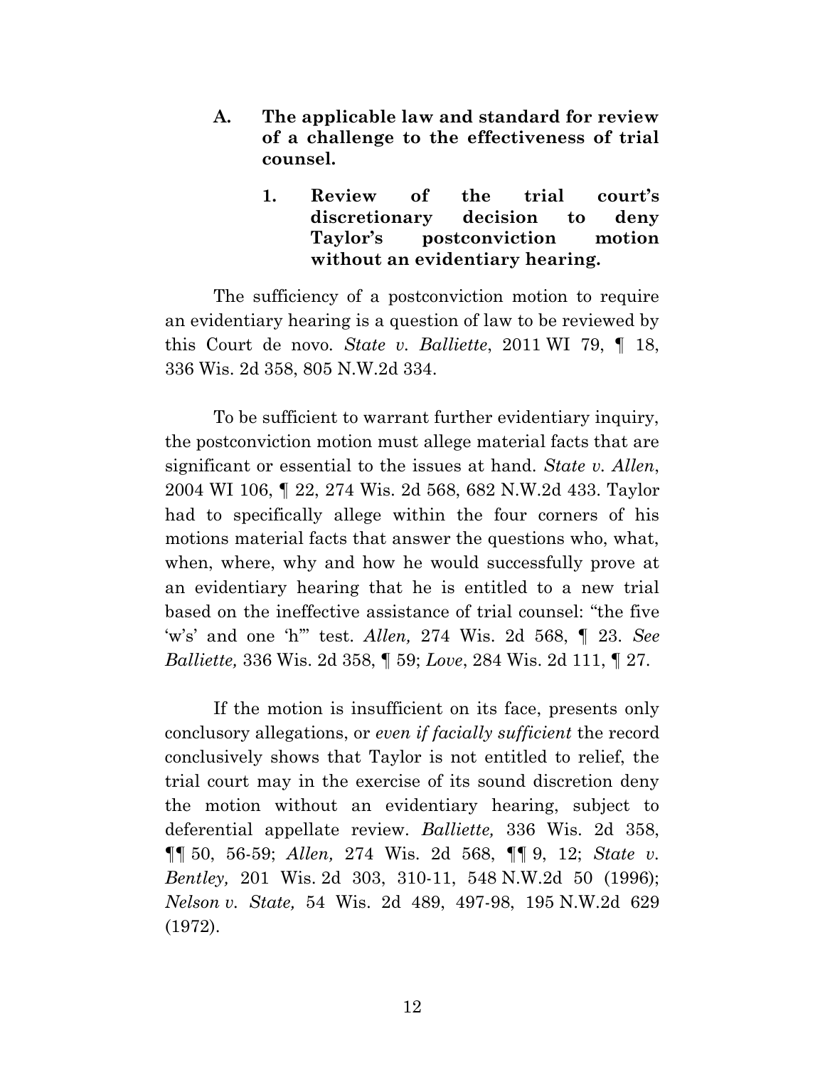### A. The applicable law and standard for review of a challenge to the effectiveness of trial counsel.

#### 1. Review of the trial court's discretionary decision to deny Taylor's postconviction motion without an evidentiary hearing.

The sufficiency of a postconviction motion to require an evidentiary hearing is a question of law to be reviewed by this Court de novo. *State v. Balliette*, 2011 WI 79, ¶ 18, 336 Wis. 2d 358, 805 N.W.2d 334.

To be sufficient to warrant further evidentiary inquiry, the postconviction motion must allege material facts that are significant or essential to the issues at hand. *State v. Allen*, 2004 WI 106, ¶ 22, 274 Wis. 2d 568, 682 N.W.2d 433. Taylor had to specifically allege within the four corners of his motions material facts that answer the questions who, what, when, where, why and how he would successfully prove at an evidentiary hearing that he is entitled to a new trial based on the ineffective assistance of trial counsel: "the five 'w's' and one 'h'" test. *Allen,* 274 Wis. 2d 568, ¶ 23. *See Balliette,* 336 Wis. 2d 358, ¶ 59; *Love*, 284 Wis. 2d 111, ¶ 27.

If the motion is insufficient on its face, presents only conclusory allegations, or *even if facially sufficient* the record conclusively shows that Taylor is not entitled to relief, the trial court may in the exercise of its sound discretion deny the motion without an evidentiary hearing, subject to deferential appellate review. *Balliette,* 336 Wis. 2d 358, ¶¶ 50, 56-59; *Allen,* 274 Wis. 2d 568, ¶¶ 9, 12; *State v. Bentley,* 201 Wis. 2d 303, 310-11, 548 N.W.2d 50 (1996); *Nelson v. State,* 54 Wis. 2d 489, 497-98, 195 N.W.2d 629 (1972).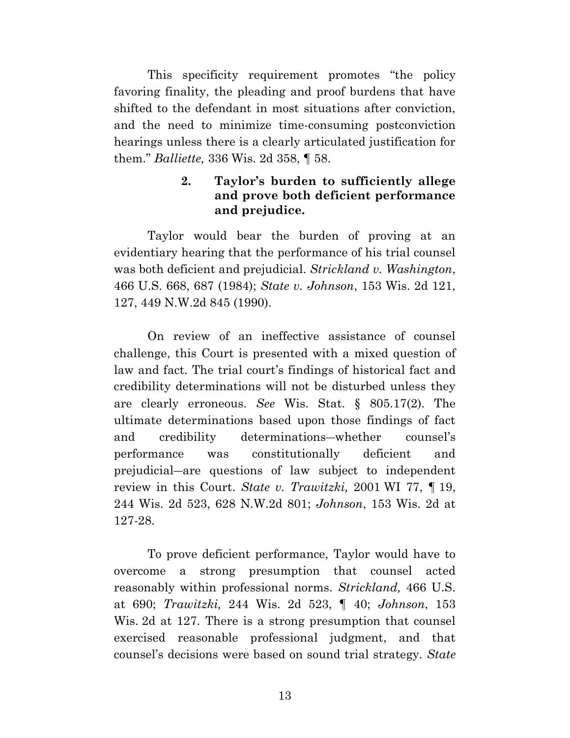This specificity requirement promotes "the policy favoring finality, the pleading and proof burdens that have shifted to the defendant in most situations after conviction, and the need to minimize time-consuming postconviction hearings unless there is a clearly articulated justification for them." *Balliette,* 336 Wis. 2d 358, ¶ 58.

### 2. Taylor's burden to sufficiently allege and prove both deficient performance and prejudice.

Taylor would bear the burden of proving at an evidentiary hearing that the performance of his trial counsel was both deficient and prejudicial. *Strickland v. Washington*, 466 U.S. 668, 687 (1984); *State v. Johnson*, 153 Wis. 2d 121, 127, 449 N.W.2d 845 (1990).

On review of an ineffective assistance of counsel challenge, this Court is presented with a mixed question of law and fact. The trial court's findings of historical fact and credibility determinations will not be disturbed unless they are clearly erroneous. *See* Wis. Stat. § 805.17(2). The ultimate determinations based upon those findings of fact and credibility determinations—whether counsel's performance was constitutionally deficient and prejudicial—are questions of law subject to independent review in this Court. *State v. Trawitzki,* 2001 WI 77, ¶ 19, 244 Wis. 2d 523, 628 N.W.2d 801; *Johnson*, 153 Wis. 2d at 127-28.

To prove deficient performance, Taylor would have to overcome a strong presumption that counsel acted reasonably within professional norms. *Strickland,* 466 U.S. at 690; *Trawitzki,* 244 Wis. 2d 523, ¶ 40; *Johnson*, 153 Wis. 2d at 127. There is a strong presumption that counsel exercised reasonable professional judgment, and that counsel's decisions were based on sound trial strategy. *State*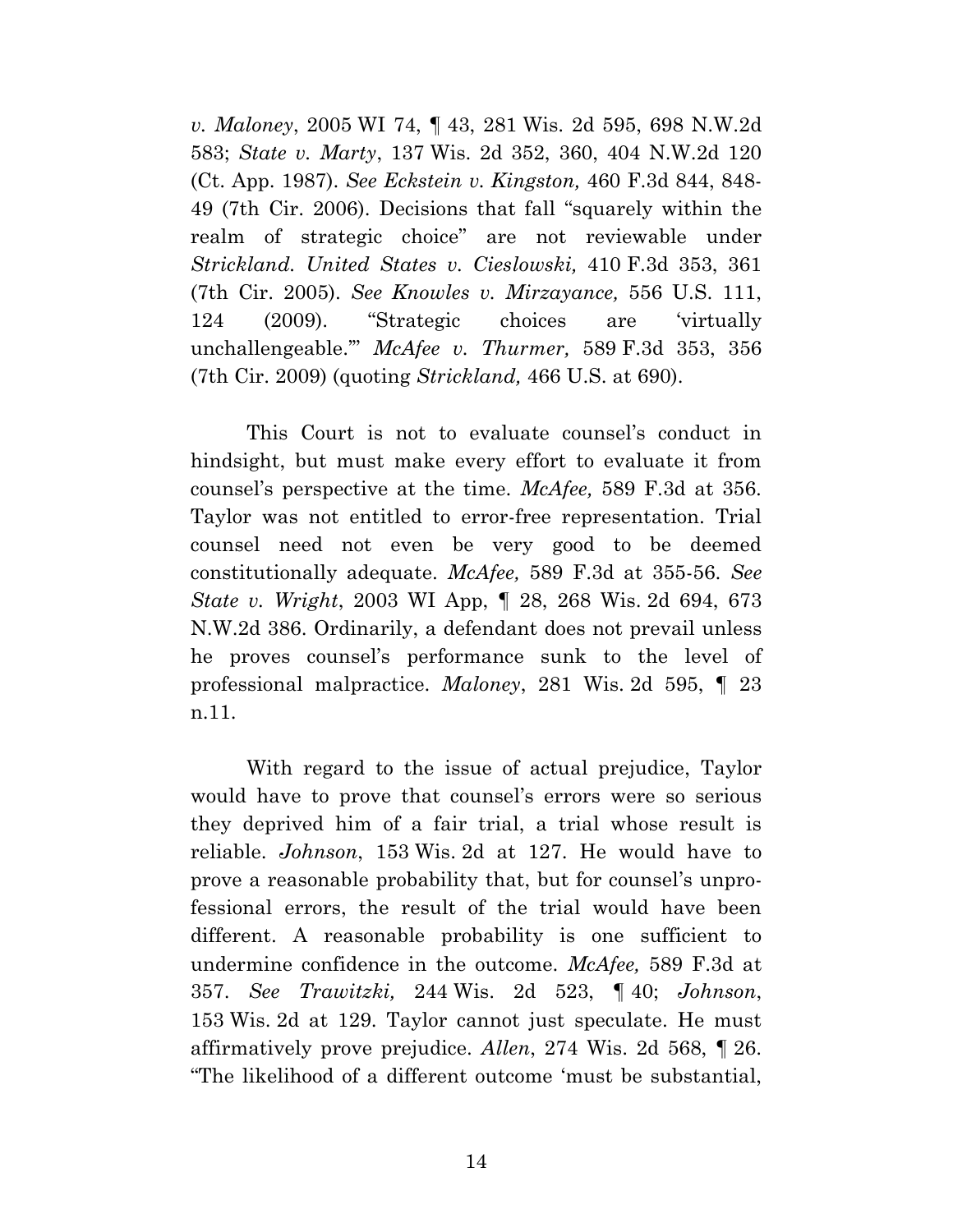*v. Maloney*, 2005 WI 74, ¶ 43, 281 Wis. 2d 595, 698 N.W.2d 583; *State v. Marty*, 137 Wis. 2d 352, 360, 404 N.W.2d 120 (Ct. App. 1987). *See Eckstein v. Kingston,* 460 F.3d 844, 848-49 (7th Cir. 2006). Decisions that fall "squarely within the realm of strategic choice" are not reviewable under *Strickland. United States v. Cieslowski,* 410 F.3d 353, 361 (7th Cir. 2005). *See Knowles v. Mirzayance,* 556 U.S. 111, 124 (2009). "Strategic choices are 'virtually unchallengeable.'" *McAfee v. Thurmer,* 589 F.3d 353, 356 (7th Cir. 2009) (quoting *Strickland,* 466 U.S. at 690).

This Court is not to evaluate counsel's conduct in hindsight, but must make every effort to evaluate it from counsel's perspective at the time. *McAfee,* 589 F.3d at 356. Taylor was not entitled to error-free representation. Trial counsel need not even be very good to be deemed constitutionally adequate. *McAfee,* 589 F.3d at 355-56. *See State v. Wright*, 2003 WI App, ¶ 28, 268 Wis. 2d 694, 673 N.W.2d 386. Ordinarily, a defendant does not prevail unless he proves counsel's performance sunk to the level of professional malpractice. *Maloney*, 281 Wis. 2d 595, ¶ 23 n.11.

With regard to the issue of actual prejudice, Taylor would have to prove that counsel's errors were so serious they deprived him of a fair trial, a trial whose result is reliable. *Johnson*, 153 Wis. 2d at 127. He would have to prove a reasonable probability that, but for counsel's unprofessional errors, the result of the trial would have been different. A reasonable probability is one sufficient to undermine confidence in the outcome. *McAfee,* 589 F.3d at 357. *See Trawitzki,* 244 Wis. 2d 523, ¶ 40; *Johnson*, 153 Wis. 2d at 129. Taylor cannot just speculate. He must affirmatively prove prejudice. *Allen*, 274 Wis. 2d 568, ¶ 26. "The likelihood of a different outcome 'must be substantial,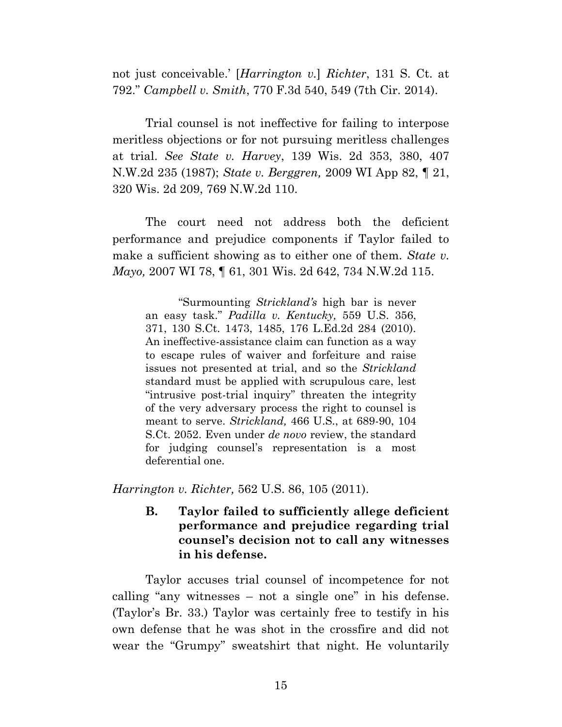not just conceivable.' [*Harrington v.*] *Richter*, 131 S. Ct. at 792." *Campbell v. Smith*, 770 F.3d 540, 549 (7th Cir. 2014).

Trial counsel is not ineffective for failing to interpose meritless objections or for not pursuing meritless challenges at trial. *See State v. Harvey*, 139 Wis. 2d 353, 380, 407 N.W.2d 235 (1987); *State v. Berggren,* 2009 WI App 82, ¶ 21, 320 Wis. 2d 209, 769 N.W.2d 110.

The court need not address both the deficient performance and prejudice components if Taylor failed to make a sufficient showing as to either one of them. *State v. Mayo,* 2007 WI 78, ¶ 61, 301 Wis. 2d 642, 734 N.W.2d 115.

> "Surmounting *Strickland's* high bar is never an easy task." *Padilla v. Kentucky,* 559 U.S. 356, 371, 130 S.Ct. 1473, 1485, 176 L.Ed.2d 284 (2010). An ineffective-assistance claim can function as a way to escape rules of waiver and forfeiture and raise issues not presented at trial, and so the *Strickland* standard must be applied with scrupulous care, lest "intrusive post-trial inquiry" threaten the integrity of the very adversary process the right to counsel is meant to serve. *Strickland,* 466 U.S., at 689-90, 104 S.Ct. 2052. Even under *de novo* review, the standard for judging counsel's representation is a most deferential one.

*Harrington v. Richter,* 562 U.S. 86, 105 (2011).

### B. Taylor failed to sufficiently allege deficient performance and prejudice regarding trial counsel's decision not to call any witnesses in his defense.

Taylor accuses trial counsel of incompetence for not calling "any witnesses – not a single one" in his defense. (Taylor's Br. 33.) Taylor was certainly free to testify in his own defense that he was shot in the crossfire and did not wear the "Grumpy" sweatshirt that night. He voluntarily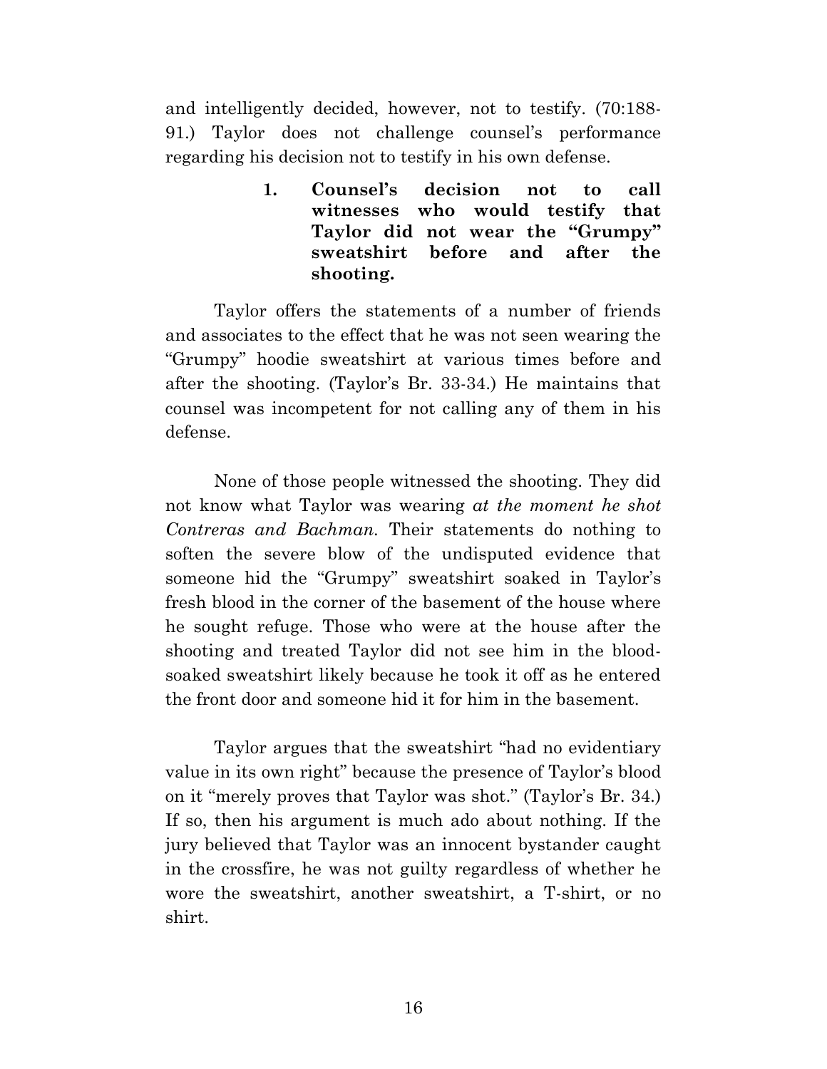and intelligently decided, however, not to testify. (70:188-91.) Taylor does not challenge counsel's performance regarding his decision not to testify in his own defense.

#### 1. Counsel's decision not to call witnesses who would testify that Taylor did not wear the "Grumpy" sweatshirt before and after the shooting.

Taylor offers the statements of a number of friends and associates to the effect that he was not seen wearing the "Grumpy" hoodie sweatshirt at various times before and after the shooting. (Taylor's Br. 33-34.) He maintains that counsel was incompetent for not calling any of them in his defense.

None of those people witnessed the shooting. They did not know what Taylor was wearing *at the moment he shot Contreras and Bachman.* Their statements do nothing to soften the severe blow of the undisputed evidence that someone hid the "Grumpy" sweatshirt soaked in Taylor's fresh blood in the corner of the basement of the house where he sought refuge. Those who were at the house after the shooting and treated Taylor did not see him in the blood-soaked sweatshirt likely because he took it off as he entered the front door and someone hid it for him in the basement.

Taylor argues that the sweatshirt "had no evidentiary value in its own right" because the presence of Taylor's blood on it "merely proves that Taylor was shot." (Taylor's Br. 34.) If so, then his argument is much ado about nothing. If the jury believed that Taylor was an innocent bystander caught in the crossfire, he was not guilty regardless of whether he wore the sweatshirt, another sweatshirt, a T-shirt, or no shirt.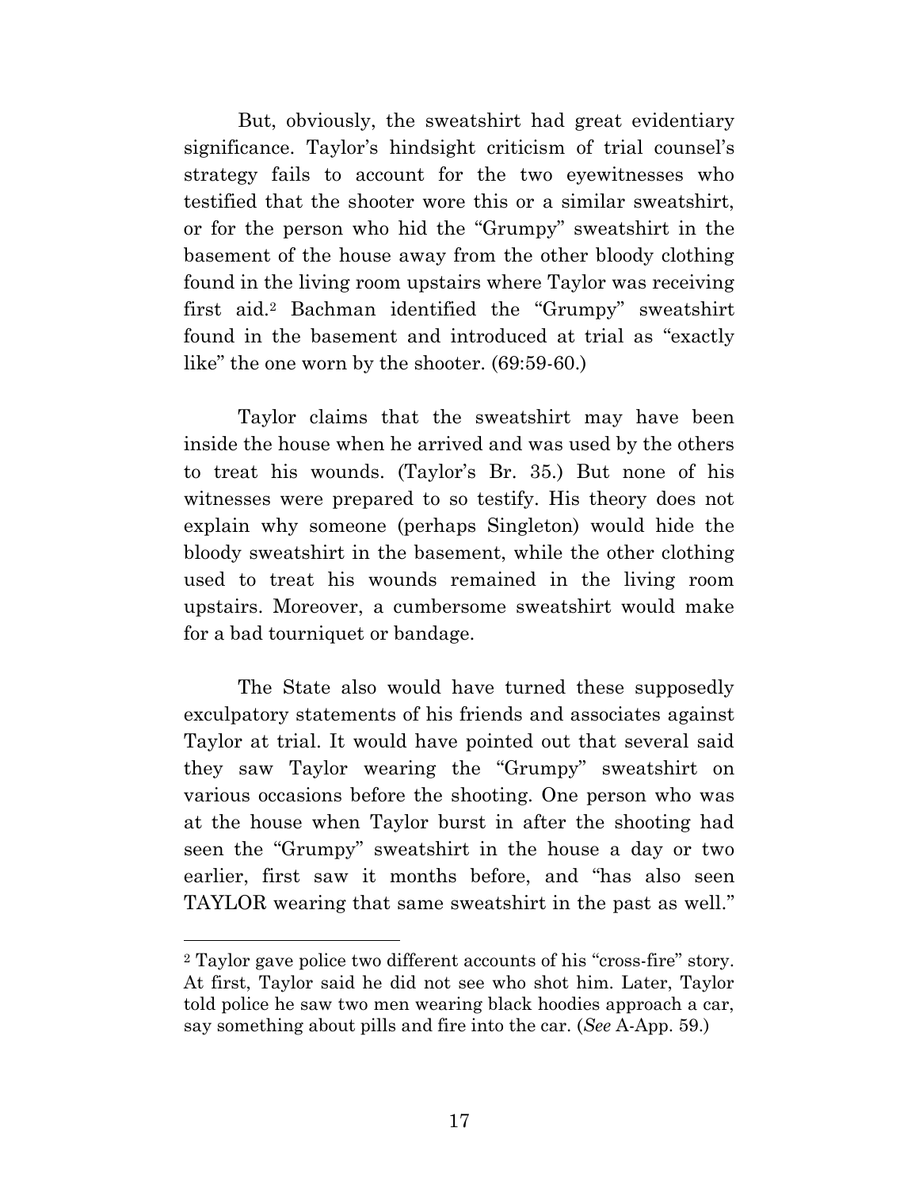But, obviously, the sweatshirt had great evidentiary significance. Taylor's hindsight criticism of trial counsel's strategy fails to account for the two eyewitnesses who testified that the shooter wore this or a similar sweatshirt, or for the person who hid the "Grumpy" sweatshirt in the basement of the house away from the other bloody clothing found in the living room upstairs where Taylor was receiving first aid.[2] Bachman identified the "Grumpy" sweatshirt found in the basement and introduced at trial as "exactly like" the one worn by the shooter. (69:59-60.)

Taylor claims that the sweatshirt may have been inside the house when he arrived and was used by the others to treat his wounds. (Taylor's Br. 35.) But none of his witnesses were prepared to so testify. His theory does not explain why someone (perhaps Singleton) would hide the bloody sweatshirt in the basement, while the other clothing used to treat his wounds remained in the living room upstairs. Moreover, a cumbersome sweatshirt would make for a bad tourniquet or bandage.

The State also would have turned these supposedly exculpatory statements of his friends and associates against Taylor at trial. It would have pointed out that several said they saw Taylor wearing the "Grumpy" sweatshirt on various occasions before the shooting. One person who was at the house when Taylor burst in after the shooting had seen the "Grumpy" sweatshirt in the house a day or two earlier, first saw it months before, and "has also seen TAYLOR wearing that same sweatshirt in the past as well."

---

[2] Taylor gave police two different accounts of his "cross-fire" story. At first, Taylor said he did not see who shot him. Later, Taylor told police he saw two men wearing black hoodies approach a car, say something about pills and fire into the car. (*See* A-App. 59.)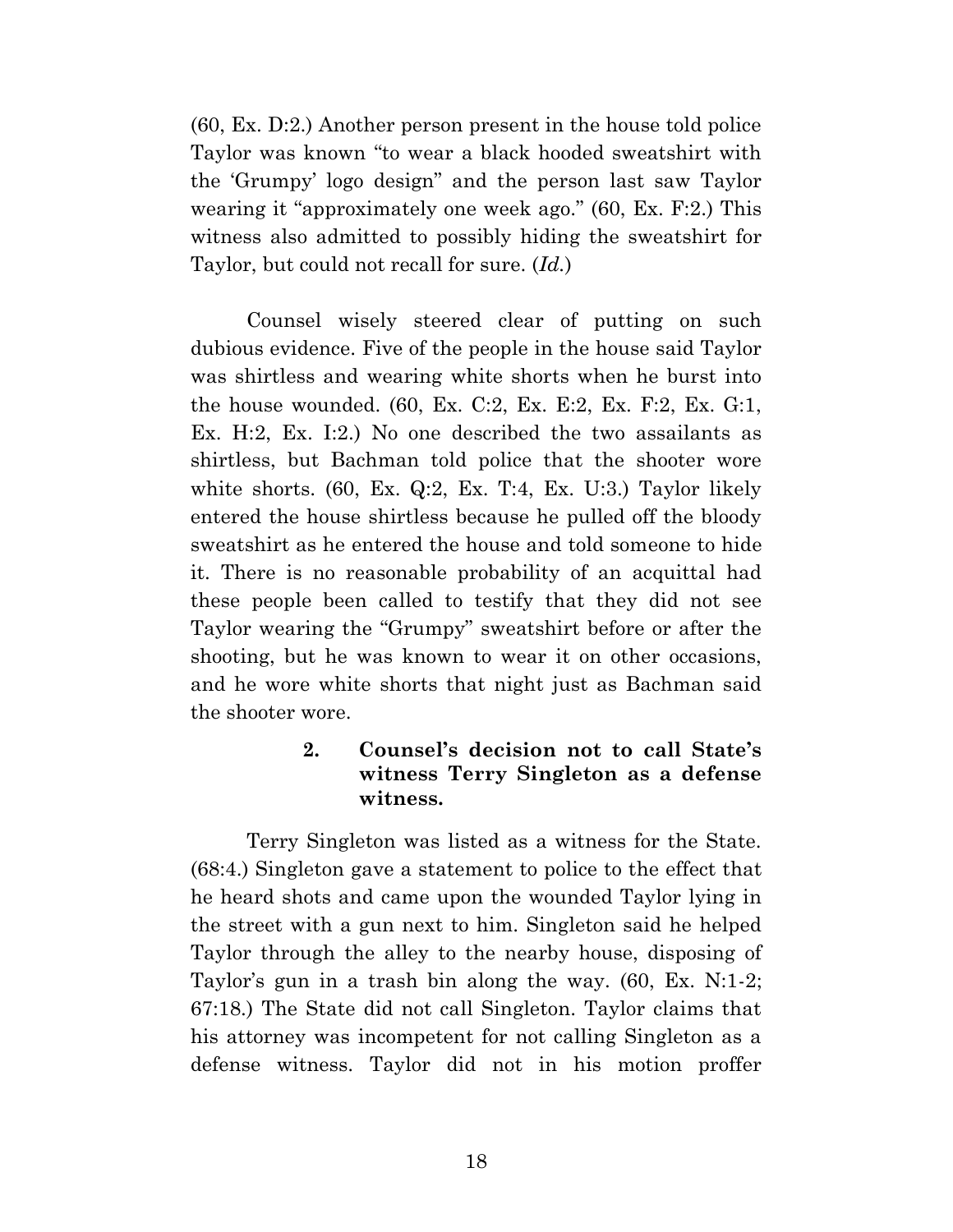(60, Ex. D:2.) Another person present in the house told police Taylor was known "to wear a black hooded sweatshirt with the 'Grumpy' logo design" and the person last saw Taylor wearing it "approximately one week ago." (60, Ex. F:2.) This witness also admitted to possibly hiding the sweatshirt for Taylor, but could not recall for sure. (*Id.*)

Counsel wisely steered clear of putting on such dubious evidence. Five of the people in the house said Taylor was shirtless and wearing white shorts when he burst into the house wounded. (60, Ex. C:2, Ex. E:2, Ex. F:2, Ex. G:1, Ex. H:2, Ex. I:2.) No one described the two assailants as shirtless, but Bachman told police that the shooter wore white shorts. (60, Ex. Q:2, Ex. T:4, Ex. U:3.) Taylor likely entered the house shirtless because he pulled off the bloody sweatshirt as he entered the house and told someone to hide it. There is no reasonable probability of an acquittal had these people been called to testify that they did not see Taylor wearing the "Grumpy" sweatshirt before or after the shooting, but he was known to wear it on other occasions, and he wore white shorts that night just as Bachman said the shooter wore.

#### 2. Counsel's decision not to call State's witness Terry Singleton as a defense witness.

Terry Singleton was listed as a witness for the State. (68:4.) Singleton gave a statement to police to the effect that he heard shots and came upon the wounded Taylor lying in the street with a gun next to him. Singleton said he helped Taylor through the alley to the nearby house, disposing of Taylor's gun in a trash bin along the way. (60, Ex. N:1-2; 67:18.) The State did not call Singleton. Taylor claims that his attorney was incompetent for not calling Singleton as a defense witness. Taylor did not in his motion proffer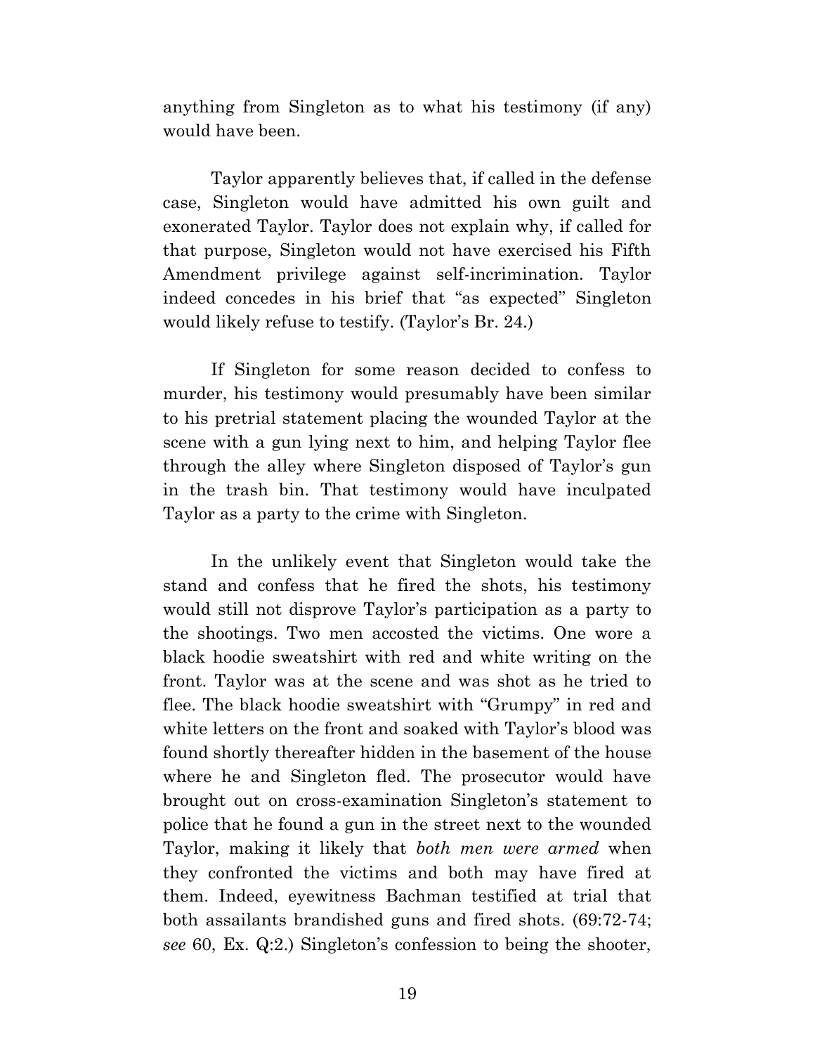anything from Singleton as to what his testimony (if any) would have been.

Taylor apparently believes that, if called in the defense case, Singleton would have admitted his own guilt and exonerated Taylor. Taylor does not explain why, if called for that purpose, Singleton would not have exercised his Fifth Amendment privilege against self-incrimination. Taylor indeed concedes in his brief that "as expected" Singleton would likely refuse to testify. (Taylor's Br. 24.)

If Singleton for some reason decided to confess to murder, his testimony would presumably have been similar to his pretrial statement placing the wounded Taylor at the scene with a gun lying next to him, and helping Taylor flee through the alley where Singleton disposed of Taylor's gun in the trash bin. That testimony would have inculpated Taylor as a party to the crime with Singleton.

In the unlikely event that Singleton would take the stand and confess that he fired the shots, his testimony would still not disprove Taylor's participation as a party to the shootings. Two men accosted the victims. One wore a black hoodie sweatshirt with red and white writing on the front. Taylor was at the scene and was shot as he tried to flee. The black hoodie sweatshirt with "Grumpy" in red and white letters on the front and soaked with Taylor's blood was found shortly thereafter hidden in the basement of the house where he and Singleton fled. The prosecutor would have brought out on cross-examination Singleton's statement to police that he found a gun in the street next to the wounded Taylor, making it likely that *both men were armed* when they confronted the victims and both may have fired at them. Indeed, eyewitness Bachman testified at trial that both assailants brandished guns and fired shots. (69:72-74; *see* 60, Ex. Q:2.) Singleton's confession to being the shooter,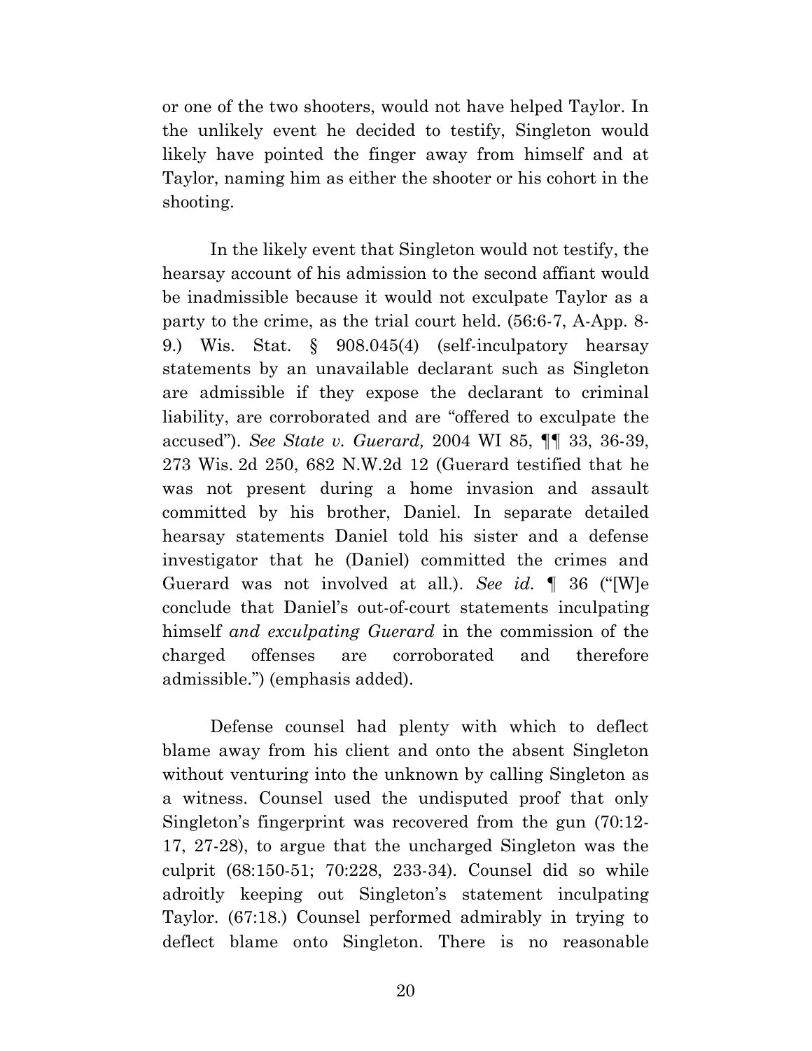or one of the two shooters, would not have helped Taylor. In the unlikely event he decided to testify, Singleton would likely have pointed the finger away from himself and at Taylor, naming him as either the shooter or his cohort in the shooting.

In the likely event that Singleton would not testify, the hearsay account of his admission to the second affiant would be inadmissible because it would not exculpate Taylor as a party to the crime, as the trial court held. (56:6-7, A-App. 8-9.) Wis. Stat. § 908.045(4) (self-inculpatory hearsay statements by an unavailable declarant such as Singleton are admissible if they expose the declarant to criminal liability, are corroborated and are "offered to exculpate the accused"). *See State v. Guerard,* 2004 WI 85, ¶¶ 33, 36-39, 273 Wis. 2d 250, 682 N.W.2d 12 (Guerard testified that he was not present during a home invasion and assault committed by his brother, Daniel. In separate detailed hearsay statements Daniel told his sister and a defense investigator that he (Daniel) committed the crimes and Guerard was not involved at all.). *See id.* ¶ 36 ("[W]e conclude that Daniel's out-of-court statements inculpating himself *and exculpating Guerard* in the commission of the charged offenses are corroborated and therefore admissible.") (emphasis added).

Defense counsel had plenty with which to deflect blame away from his client and onto the absent Singleton without venturing into the unknown by calling Singleton as a witness. Counsel used the undisputed proof that only Singleton's fingerprint was recovered from the gun (70:12-17, 27-28), to argue that the uncharged Singleton was the culprit (68:150-51; 70:228, 233-34). Counsel did so while adroitly keeping out Singleton's statement inculpating Taylor. (67:18.) Counsel performed admirably in trying to deflect blame onto Singleton. There is no reasonable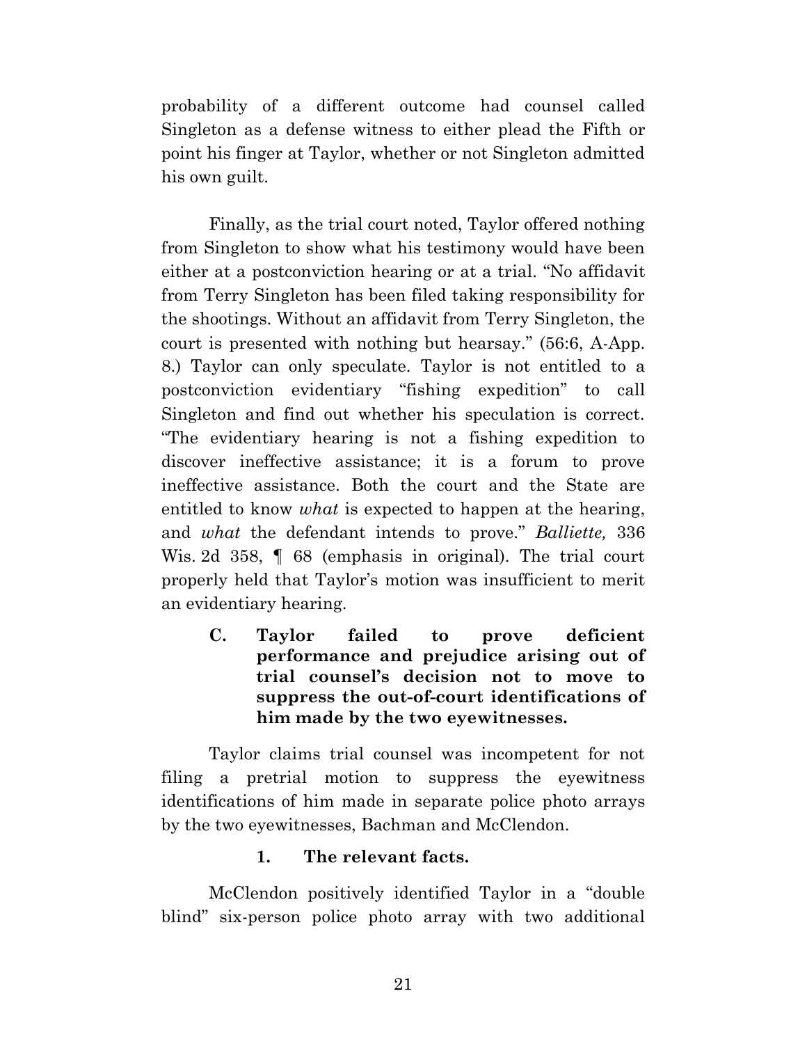probability of a different outcome had counsel called Singleton as a defense witness to either plead the Fifth or point his finger at Taylor, whether or not Singleton admitted his own guilt.

Finally, as the trial court noted, Taylor offered nothing from Singleton to show what his testimony would have been either at a postconviction hearing or at a trial. "No affidavit from Terry Singleton has been filed taking responsibility for the shootings. Without an affidavit from Terry Singleton, the court is presented with nothing but hearsay." (56:6, A-App. 8.) Taylor can only speculate. Taylor is not entitled to a postconviction evidentiary "fishing expedition" to call Singleton and find out whether his speculation is correct. "The evidentiary hearing is not a fishing expedition to discover ineffective assistance; it is a forum to prove ineffective assistance. Both the court and the State are entitled to know *what* is expected to happen at the hearing, and *what* the defendant intends to prove." *Balliette,* 336 Wis. 2d 358, ¶ 68 (emphasis in original). The trial court properly held that Taylor's motion was insufficient to merit an evidentiary hearing.

### C. Taylor failed to prove deficient performance and prejudice arising out of trial counsel's decision not to move to suppress the out-of-court identifications of him made by the two eyewitnesses.

Taylor claims trial counsel was incompetent for not filing a pretrial motion to suppress the eyewitness identifications of him made in separate police photo arrays by the two eyewitnesses, Bachman and McClendon.

#### 1. The relevant facts.

McClendon positively identified Taylor in a "double blind" six-person police photo array with two additional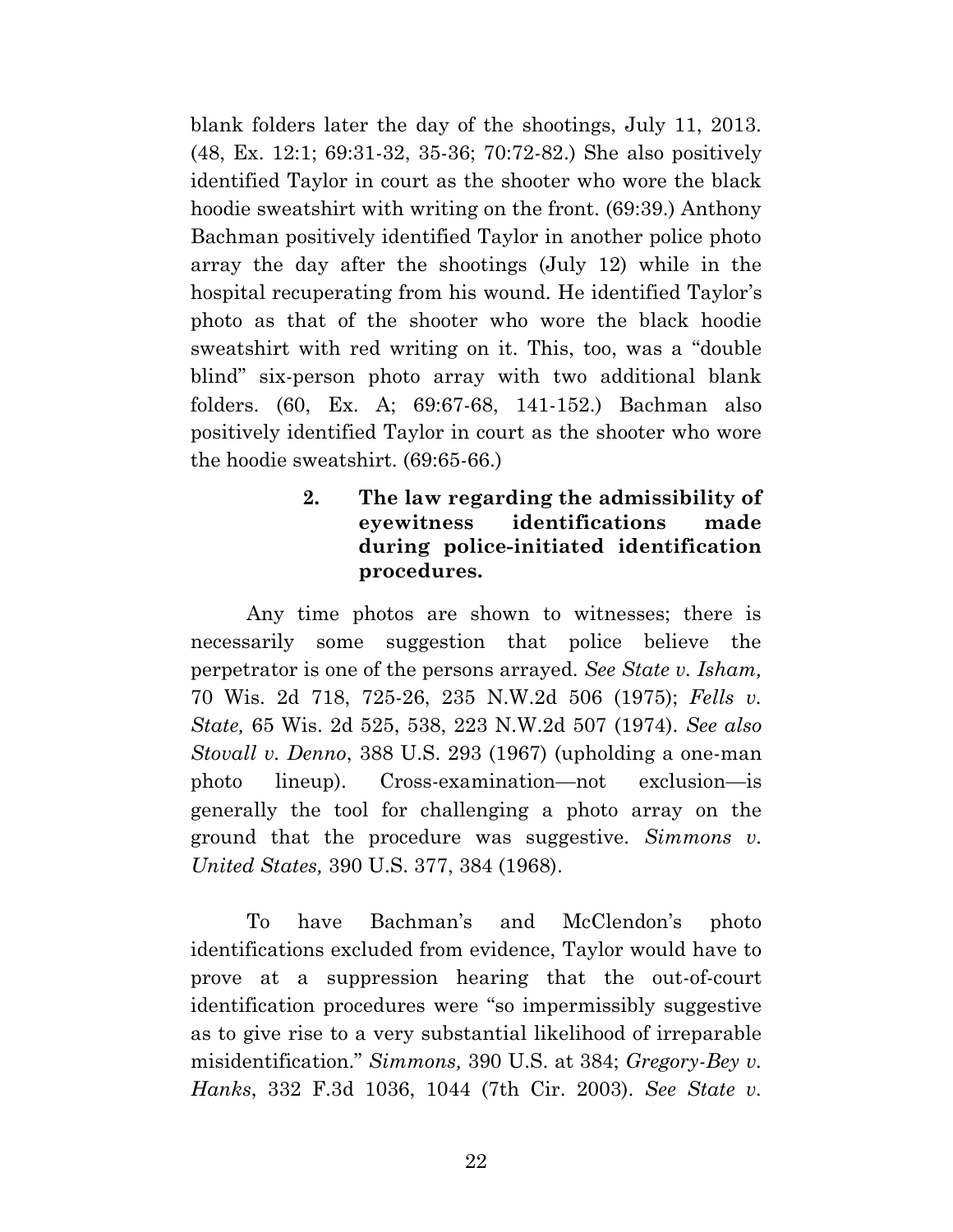blank folders later the day of the shootings, July 11, 2013. (48, Ex. 12:1; 69:31-32, 35-36; 70:72-82.) She also positively identified Taylor in court as the shooter who wore the black hoodie sweatshirt with writing on the front. (69:39.) Anthony Bachman positively identified Taylor in another police photo array the day after the shootings (July 12) while in the hospital recuperating from his wound. He identified Taylor's photo as that of the shooter who wore the black hoodie sweatshirt with red writing on it. This, too, was a "double blind" six-person photo array with two additional blank folders. (60, Ex. A; 69:67-68, 141-152.) Bachman also positively identified Taylor in court as the shooter who wore the hoodie sweatshirt. (69:65-66.)

#### 2. The law regarding the admissibility of eyewitness identifications made during police-initiated identification procedures.

Any time photos are shown to witnesses; there is necessarily some suggestion that police believe the perpetrator is one of the persons arrayed. *See State v. Isham,* 70 Wis. 2d 718, 725-26, 235 N.W.2d 506 (1975); *Fells v. State,* 65 Wis. 2d 525, 538, 223 N.W.2d 507 (1974). *See also Stovall v. Denno*, 388 U.S. 293 (1967) (upholding a one-man photo lineup). Cross-examination—not exclusion—is generally the tool for challenging a photo array on the ground that the procedure was suggestive. *Simmons v. United States,* 390 U.S. 377, 384 (1968).

To have Bachman's and McClendon's photo identifications excluded from evidence, Taylor would have to prove at a suppression hearing that the out-of-court identification procedures were "so impermissibly suggestive as to give rise to a very substantial likelihood of irreparable misidentification." *Simmons,* 390 U.S. at 384; *Gregory-Bey v. Hanks*, 332 F.3d 1036, 1044 (7th Cir. 2003). *See State v.*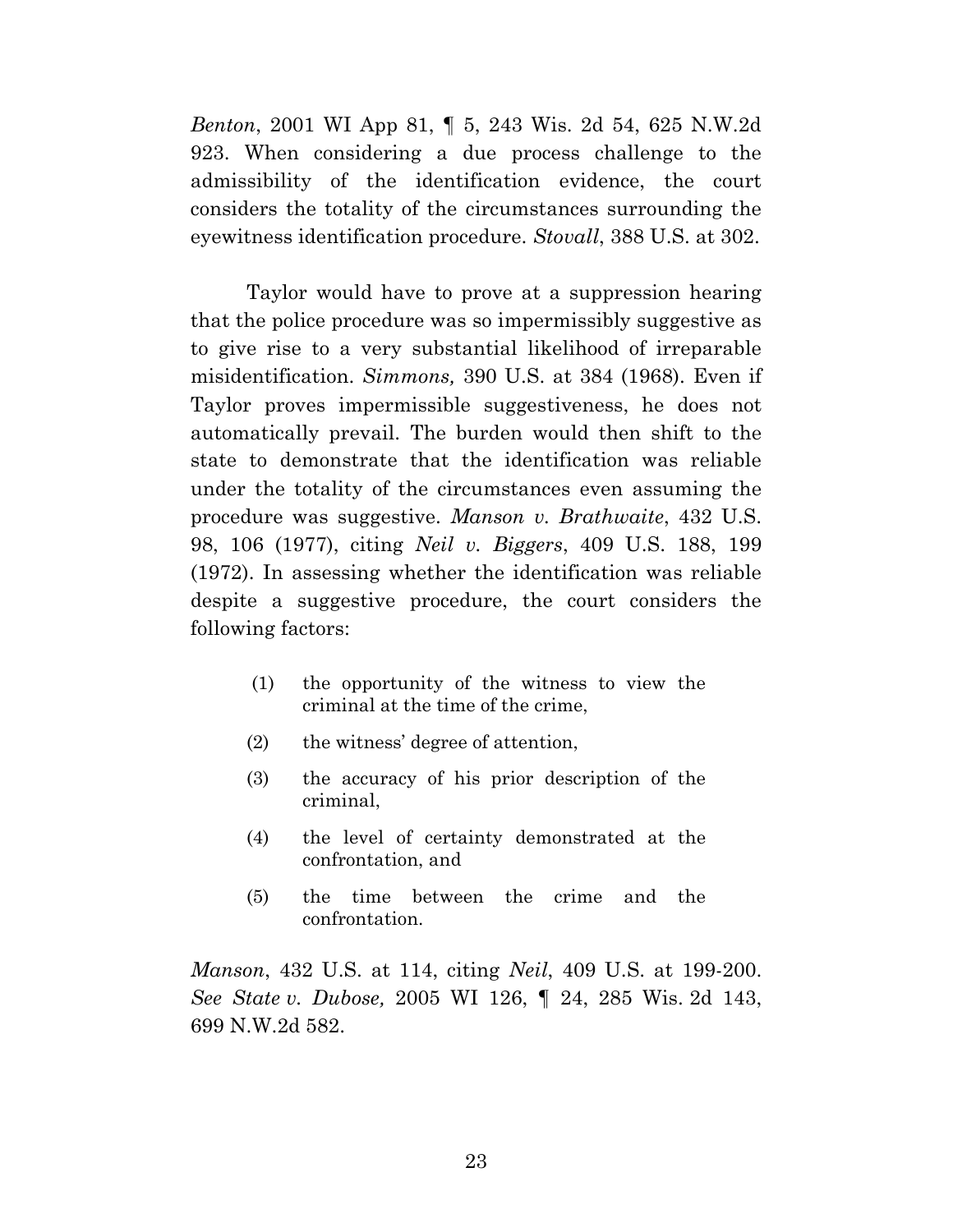*Benton*, 2001 WI App 81, ¶ 5, 243 Wis. 2d 54, 625 N.W.2d 923. When considering a due process challenge to the admissibility of the identification evidence, the court considers the totality of the circumstances surrounding the eyewitness identification procedure. *Stovall*, 388 U.S. at 302.

Taylor would have to prove at a suppression hearing that the police procedure was so impermissibly suggestive as to give rise to a very substantial likelihood of irreparable misidentification. *Simmons,* 390 U.S. at 384 (1968). Even if Taylor proves impermissible suggestiveness, he does not automatically prevail. The burden would then shift to the state to demonstrate that the identification was reliable under the totality of the circumstances even assuming the procedure was suggestive. *Manson v. Brathwaite*, 432 U.S. 98, 106 (1977), citing *Neil v. Biggers*, 409 U.S. 188, 199 (1972). In assessing whether the identification was reliable despite a suggestive procedure, the court considers the following factors:

> (1) the opportunity of the witness to view the criminal at the time of the crime,
>
> (2) the witness' degree of attention,
>
> (3) the accuracy of his prior description of the criminal,
>
> (4) the level of certainty demonstrated at the confrontation, and
>
> (5) the time between the crime and the confrontation.

*Manson*, 432 U.S. at 114, citing *Neil*, 409 U.S. at 199-200. *See State v. Dubose,* 2005 WI 126, ¶ 24, 285 Wis. 2d 143, 699 N.W.2d 582.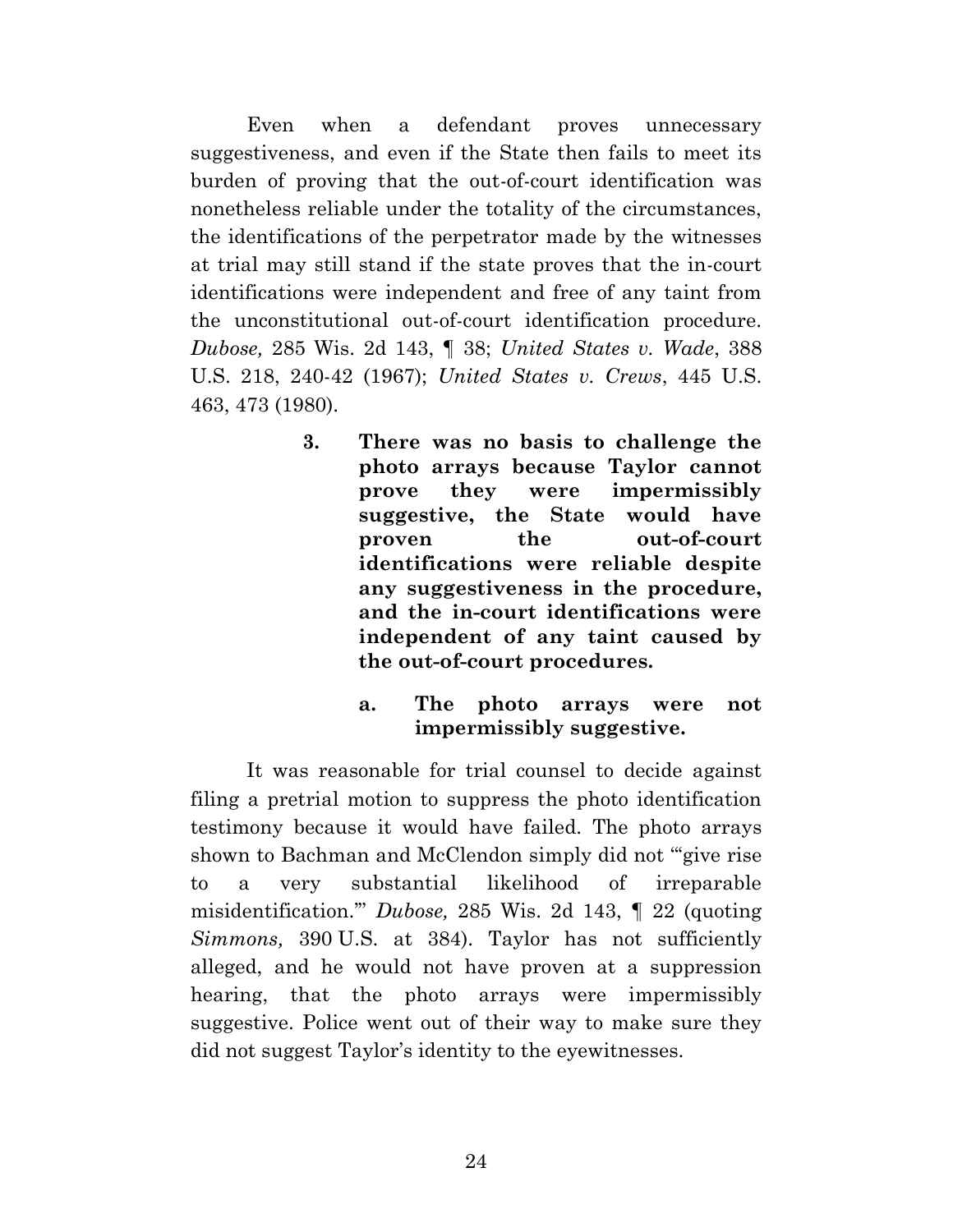Even when a defendant proves unnecessary suggestiveness, and even if the State then fails to meet its burden of proving that the out-of-court identification was nonetheless reliable under the totality of the circumstances, the identifications of the perpetrator made by the witnesses at trial may still stand if the state proves that the in-court identifications were independent and free of any taint from the unconstitutional out-of-court identification procedure. *Dubose,* 285 Wis. 2d 143, ¶ 38; *United States v. Wade*, 388 U.S. 218, 240-42 (1967); *United States v. Crews*, 445 U.S. 463, 473 (1980).

### 3. There was no basis to challenge the photo arrays because Taylor cannot prove they were impermissibly suggestive, the State would have proven the out-of-court identifications were reliable despite any suggestiveness in the procedure, and the in-court identifications were independent of any taint caused by the out-of-court procedures.

#### a. The photo arrays were not impermissibly suggestive.

It was reasonable for trial counsel to decide against filing a pretrial motion to suppress the photo identification testimony because it would have failed. The photo arrays shown to Bachman and McClendon simply did not "'give rise to a very substantial likelihood of irreparable misidentification.'" *Dubose,* 285 Wis. 2d 143, ¶ 22 (quoting *Simmons,* 390 U.S. at 384). Taylor has not sufficiently alleged, and he would not have proven at a suppression hearing, that the photo arrays were impermissibly suggestive. Police went out of their way to make sure they did not suggest Taylor's identity to the eyewitnesses.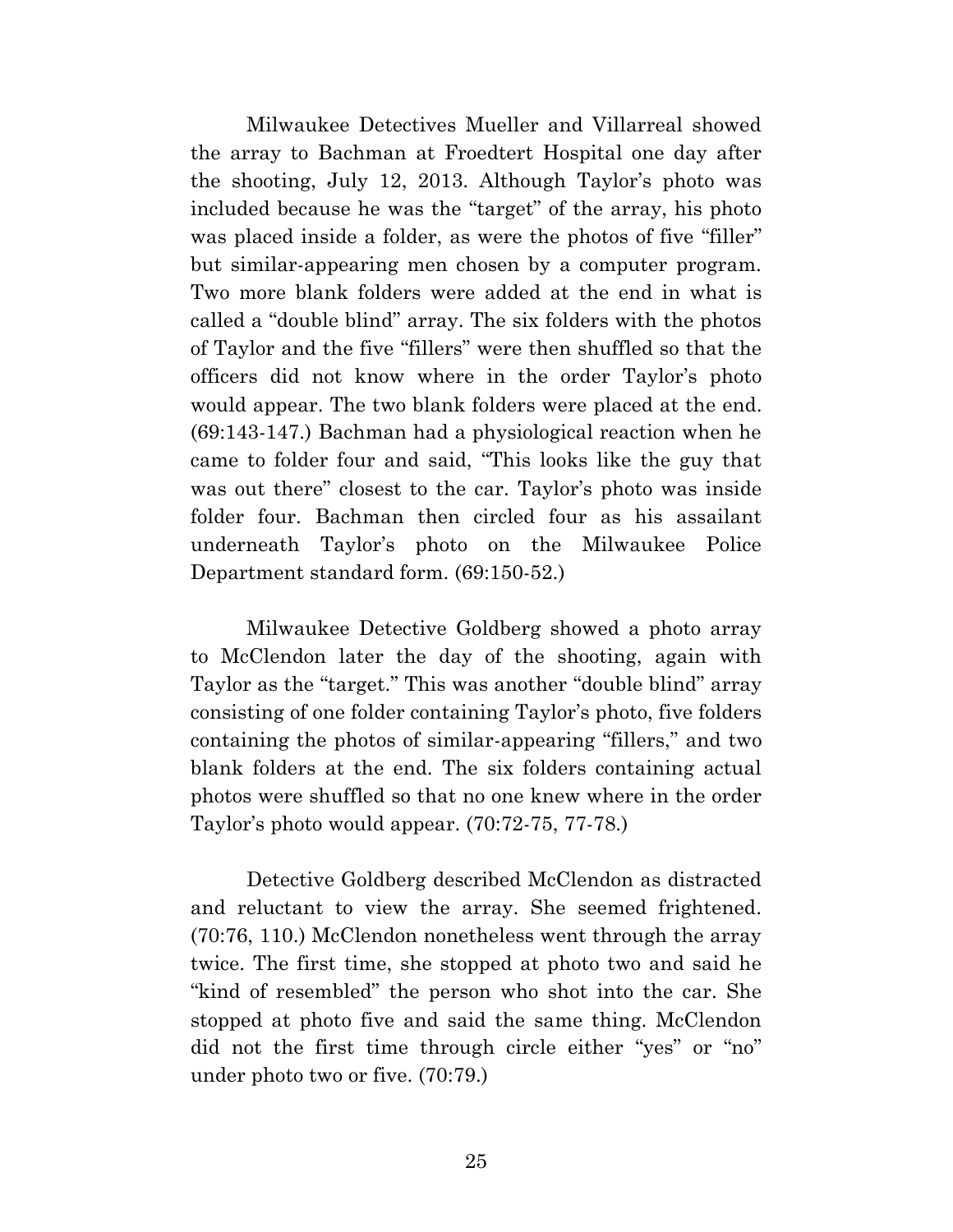Milwaukee Detectives Mueller and Villarreal showed the array to Bachman at Froedtert Hospital one day after the shooting, July 12, 2013. Although Taylor's photo was included because he was the "target" of the array, his photo was placed inside a folder, as were the photos of five "filler" but similar-appearing men chosen by a computer program. Two more blank folders were added at the end in what is called a "double blind" array. The six folders with the photos of Taylor and the five "fillers" were then shuffled so that the officers did not know where in the order Taylor's photo would appear. The two blank folders were placed at the end. (69:143-147.) Bachman had a physiological reaction when he came to folder four and said, "This looks like the guy that was out there" closest to the car. Taylor's photo was inside folder four. Bachman then circled four as his assailant underneath Taylor's photo on the Milwaukee Police Department standard form. (69:150-52.)

Milwaukee Detective Goldberg showed a photo array to McClendon later the day of the shooting, again with Taylor as the "target." This was another "double blind" array consisting of one folder containing Taylor's photo, five folders containing the photos of similar-appearing "fillers," and two blank folders at the end. The six folders containing actual photos were shuffled so that no one knew where in the order Taylor's photo would appear. (70:72-75, 77-78.)

Detective Goldberg described McClendon as distracted and reluctant to view the array. She seemed frightened. (70:76, 110.) McClendon nonetheless went through the array twice. The first time, she stopped at photo two and said he "kind of resembled" the person who shot into the car. She stopped at photo five and said the same thing. McClendon did not the first time through circle either "yes" or "no" under photo two or five. (70:79.)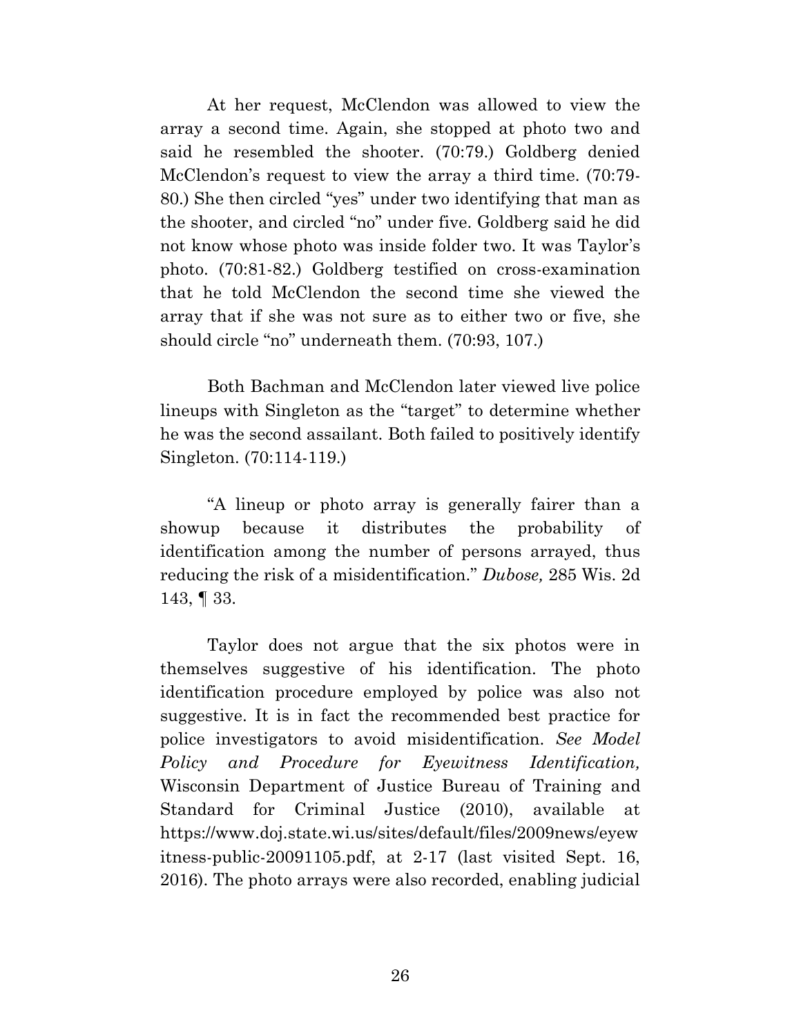At her request, McClendon was allowed to view the array a second time. Again, she stopped at photo two and said he resembled the shooter. (70:79.) Goldberg denied McClendon's request to view the array a third time. (70:79-80.) She then circled "yes" under two identifying that man as the shooter, and circled "no" under five. Goldberg said he did not know whose photo was inside folder two. It was Taylor's photo. (70:81-82.) Goldberg testified on cross-examination that he told McClendon the second time she viewed the array that if she was not sure as to either two or five, she should circle "no" underneath them. (70:93, 107.)

Both Bachman and McClendon later viewed live police lineups with Singleton as the "target" to determine whether he was the second assailant. Both failed to positively identify Singleton. (70:114-119.)

"A lineup or photo array is generally fairer than a showup because it distributes the probability of identification among the number of persons arrayed, thus reducing the risk of a misidentification." *Dubose,* 285 Wis. 2d 143, ¶ 33.

Taylor does not argue that the six photos were in themselves suggestive of his identification. The photo identification procedure employed by police was also not suggestive. It is in fact the recommended best practice for police investigators to avoid misidentification. *See Model Policy and Procedure for Eyewitness Identification,* Wisconsin Department of Justice Bureau of Training and Standard for Criminal Justice (2010), available at https://www.doj.state.wi.us/sites/default/files/2009news/eyewitness-public-20091105.pdf, at 2-17 (last visited Sept. 16, 2016). The photo arrays were also recorded, enabling judicial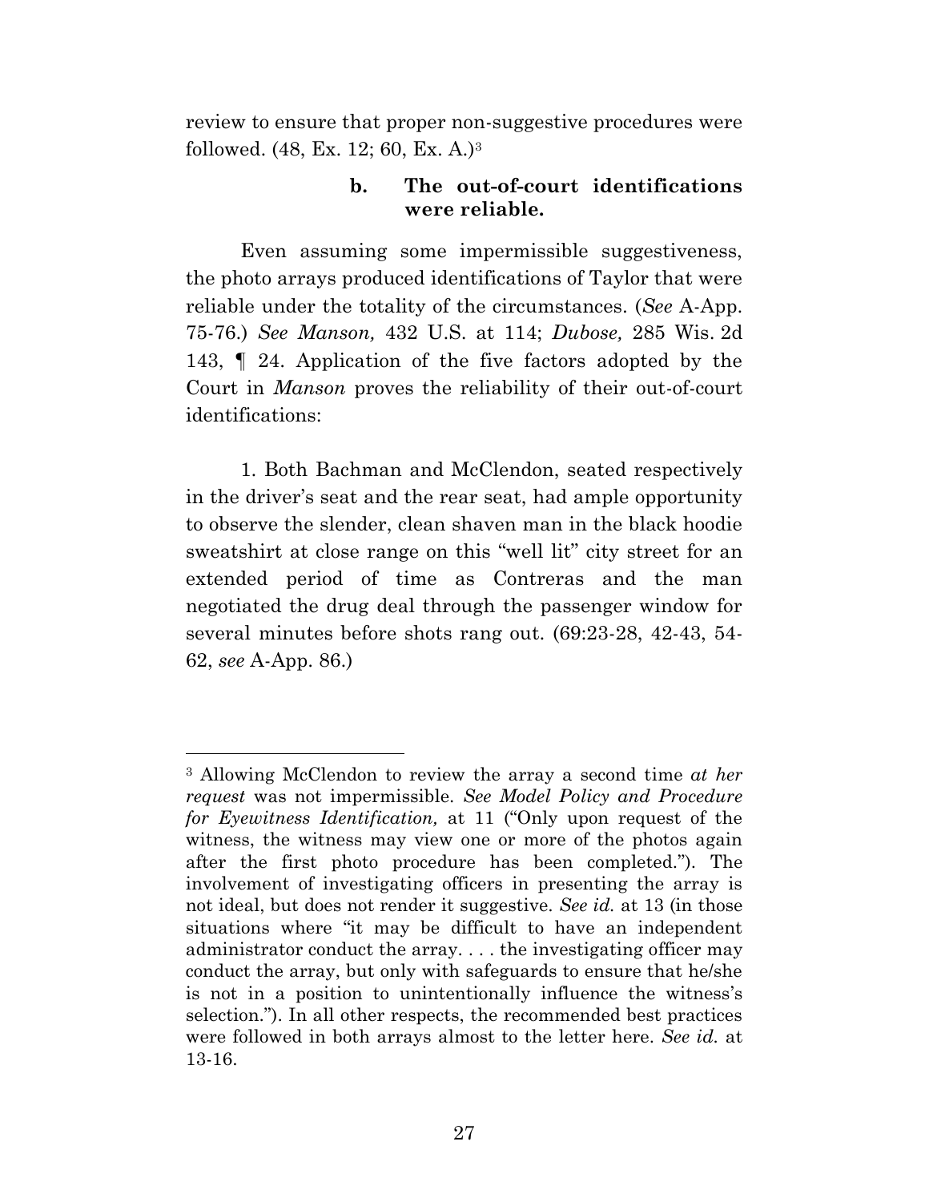review to ensure that proper non-suggestive procedures were followed. (48, Ex. 12; 60, Ex. A.)[3]

**b. The out-of-court identifications were reliable.**

Even assuming some impermissible suggestiveness, the photo arrays produced identifications of Taylor that were reliable under the totality of the circumstances. (*See* A-App. 75-76.) *See Manson,* 432 U.S. at 114; *Dubose,* 285 Wis. 2d 143, ¶ 24. Application of the five factors adopted by the Court in *Manson* proves the reliability of their out-of-court identifications:

1. Both Bachman and McClendon, seated respectively in the driver's seat and the rear seat, had ample opportunity to observe the slender, clean shaven man in the black hoodie sweatshirt at close range on this "well lit" city street for an extended period of time as Contreras and the man negotiated the drug deal through the passenger window for several minutes before shots rang out. (69:23-28, 42-43, 54-62, *see* A-App. 86.)

---

[3] Allowing McClendon to review the array a second time *at her request* was not impermissible. *See Model Policy and Procedure for Eyewitness Identification,* at 11 ("Only upon request of the witness, the witness may view one or more of the photos again after the first photo procedure has been completed."). The involvement of investigating officers in presenting the array is not ideal, but does not render it suggestive. *See id.* at 13 (in those situations where "it may be difficult to have an independent administrator conduct the array. . . . the investigating officer may conduct the array, but only with safeguards to ensure that he/she is not in a position to unintentionally influence the witness's selection."). In all other respects, the recommended best practices were followed in both arrays almost to the letter here. *See id.* at 13-16.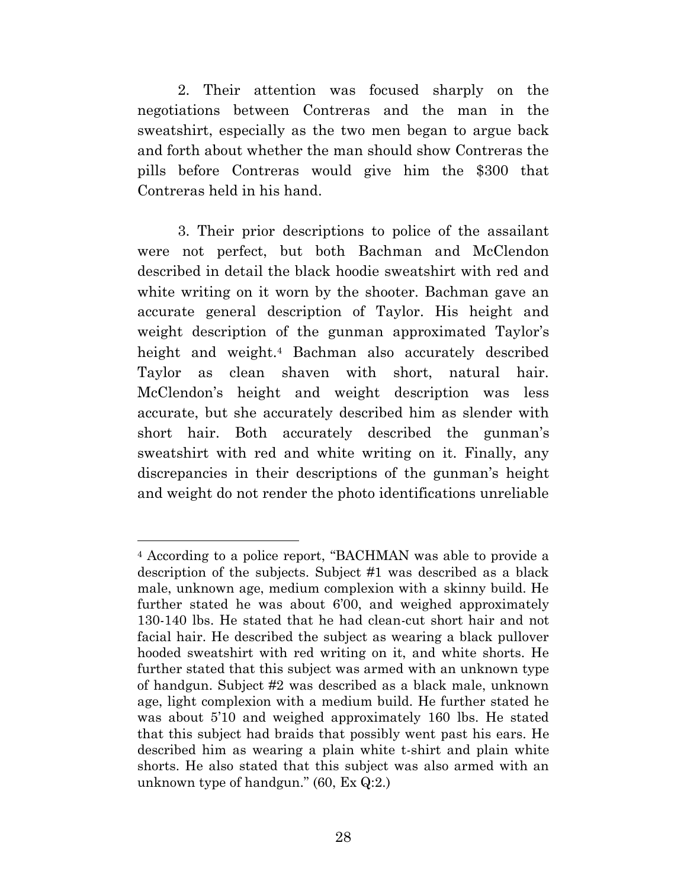2. Their attention was focused sharply on the negotiations between Contreras and the man in the sweatshirt, especially as the two men began to argue back and forth about whether the man should show Contreras the pills before Contreras would give him the $300 that Contreras held in his hand.

3. Their prior descriptions to police of the assailant were not perfect, but both Bachman and McClendon described in detail the black hoodie sweatshirt with red and white writing on it worn by the shooter. Bachman gave an accurate general description of Taylor. His height and weight description of the gunman approximated Taylor's height and weight.[4] Bachman also accurately described Taylor as clean shaven with short, natural hair. McClendon's height and weight description was less accurate, but she accurately described him as slender with short hair. Both accurately described the gunman's sweatshirt with red and white writing on it. Finally, any discrepancies in their descriptions of the gunman's height and weight do not render the photo identifications unreliable

---

[4] According to a police report, "BACHMAN was able to provide a description of the subjects. Subject #1 was described as a black male, unknown age, medium complexion with a skinny build. He further stated he was about 6'00, and weighed approximately 130-140 lbs. He stated that he had clean-cut short hair and not facial hair. He described the subject as wearing a black pullover hooded sweatshirt with red writing on it, and white shorts. He further stated that this subject was armed with an unknown type of handgun. Subject #2 was described as a black male, unknown age, light complexion with a medium build. He further stated he was about 5'10 and weighed approximately 160 lbs. He stated that this subject had braids that possibly went past his ears. He described him as wearing a plain white t-shirt and plain white shorts. He also stated that this subject was also armed with an unknown type of handgun." (60, Ex Q:2.)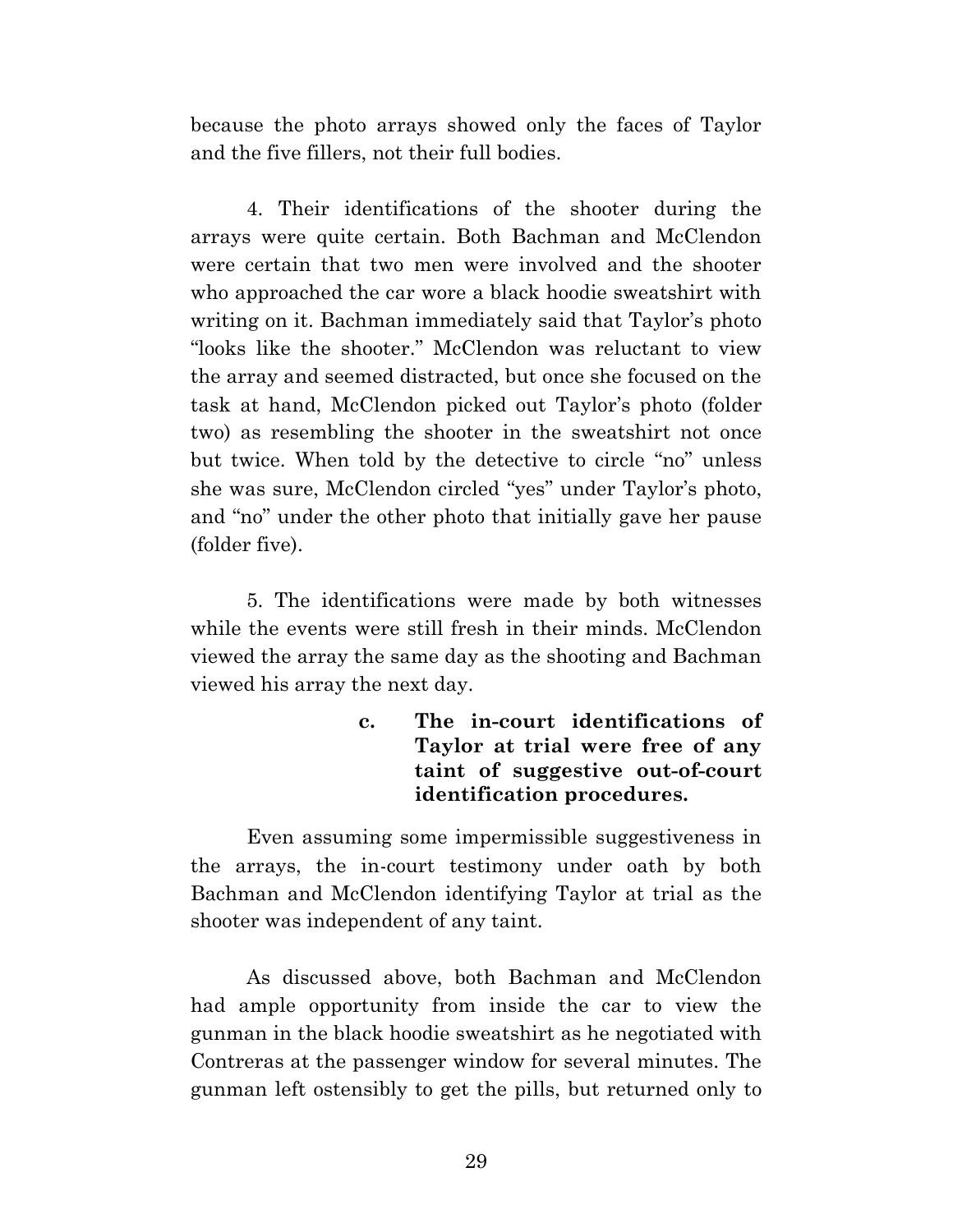because the photo arrays showed only the faces of Taylor and the five fillers, not their full bodies.

4. Their identifications of the shooter during the arrays were quite certain. Both Bachman and McClendon were certain that two men were involved and the shooter who approached the car wore a black hoodie sweatshirt with writing on it. Bachman immediately said that Taylor's photo "looks like the shooter." McClendon was reluctant to view the array and seemed distracted, but once she focused on the task at hand, McClendon picked out Taylor's photo (folder two) as resembling the shooter in the sweatshirt not once but twice. When told by the detective to circle "no" unless she was sure, McClendon circled "yes" under Taylor's photo, and "no" under the other photo that initially gave her pause (folder five).

5. The identifications were made by both witnesses while the events were still fresh in their minds. McClendon viewed the array the same day as the shooting and Bachman viewed his array the next day.

**c. The in-court identifications of Taylor at trial were free of any taint of suggestive out-of-court identification procedures.**

Even assuming some impermissible suggestiveness in the arrays, the in-court testimony under oath by both Bachman and McClendon identifying Taylor at trial as the shooter was independent of any taint.

As discussed above, both Bachman and McClendon had ample opportunity from inside the car to view the gunman in the black hoodie sweatshirt as he negotiated with Contreras at the passenger window for several minutes. The gunman left ostensibly to get the pills, but returned only to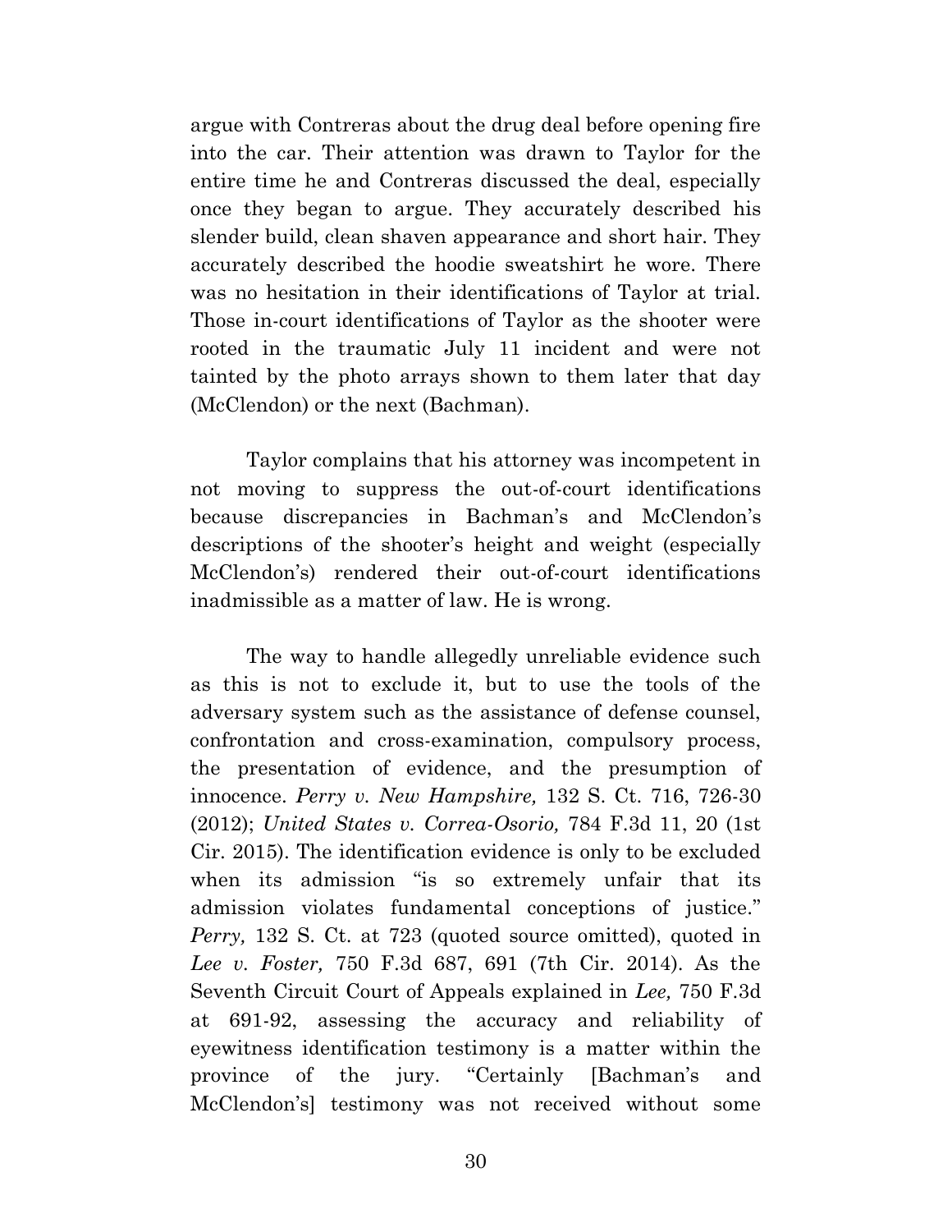argue with Contreras about the drug deal before opening fire into the car. Their attention was drawn to Taylor for the entire time he and Contreras discussed the deal, especially once they began to argue. They accurately described his slender build, clean shaven appearance and short hair. They accurately described the hoodie sweatshirt he wore. There was no hesitation in their identifications of Taylor at trial. Those in-court identifications of Taylor as the shooter were rooted in the traumatic July 11 incident and were not tainted by the photo arrays shown to them later that day (McClendon) or the next (Bachman).

Taylor complains that his attorney was incompetent in not moving to suppress the out-of-court identifications because discrepancies in Bachman's and McClendon's descriptions of the shooter's height and weight (especially McClendon's) rendered their out-of-court identifications inadmissible as a matter of law. He is wrong.

The way to handle allegedly unreliable evidence such as this is not to exclude it, but to use the tools of the adversary system such as the assistance of defense counsel, confrontation and cross-examination, compulsory process, the presentation of evidence, and the presumption of innocence. *Perry v. New Hampshire,* 132 S. Ct. 716, 726-30 (2012); *United States v. Correa-Osorio,* 784 F.3d 11, 20 (1st Cir. 2015). The identification evidence is only to be excluded when its admission "is so extremely unfair that its admission violates fundamental conceptions of justice." *Perry,* 132 S. Ct. at 723 (quoted source omitted), quoted in *Lee v. Foster,* 750 F.3d 687, 691 (7th Cir. 2014). As the Seventh Circuit Court of Appeals explained in *Lee,* 750 F.3d at 691-92, assessing the accuracy and reliability of eyewitness identification testimony is a matter within the province of the jury. "Certainly [Bachman's and McClendon's] testimony was not received without some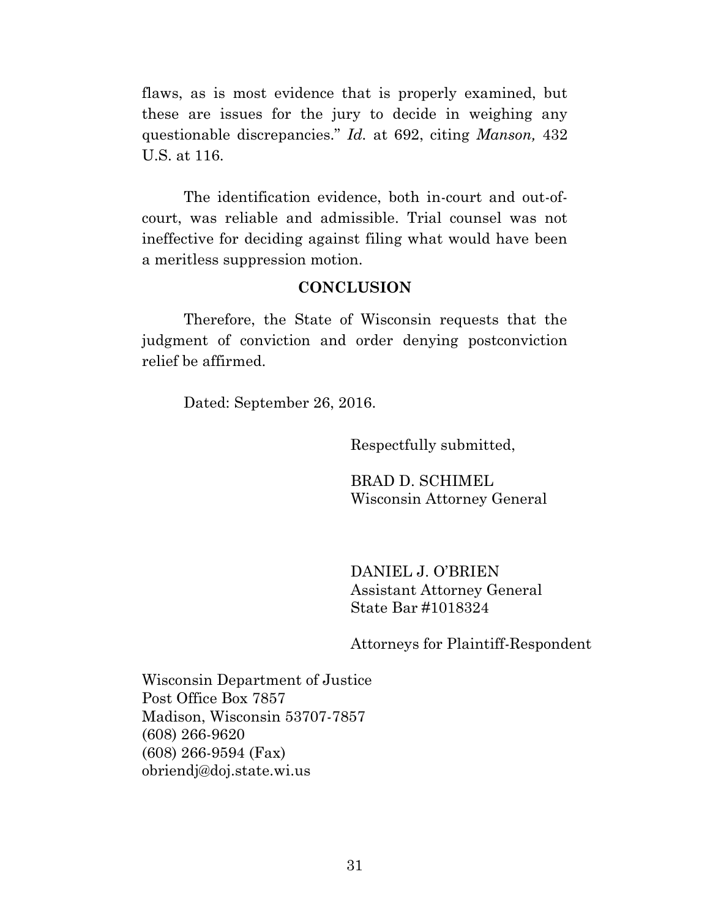flaws, as is most evidence that is properly examined, but these are issues for the jury to decide in weighing any questionable discrepancies." *Id.* at 692, citing *Manson,* 432 U.S. at 116.

The identification evidence, both in-court and out-of-court, was reliable and admissible. Trial counsel was not ineffective for deciding against filing what would have been a meritless suppression motion.

## CONCLUSION

Therefore, the State of Wisconsin requests that the judgment of conviction and order denying postconviction relief be affirmed.

Dated: September 26, 2016.

Respectfully submitted,

BRAD D. SCHIMEL
Wisconsin Attorney General

DANIEL J. O'BRIEN
Assistant Attorney General
State Bar #1018324

Attorneys for Plaintiff-Respondent

Wisconsin Department of Justice
Post Office Box 7857
Madison, Wisconsin 53707-7857
(608) 266-9620
(608) 266-9594 (Fax)
obriendj@doj.state.wi.us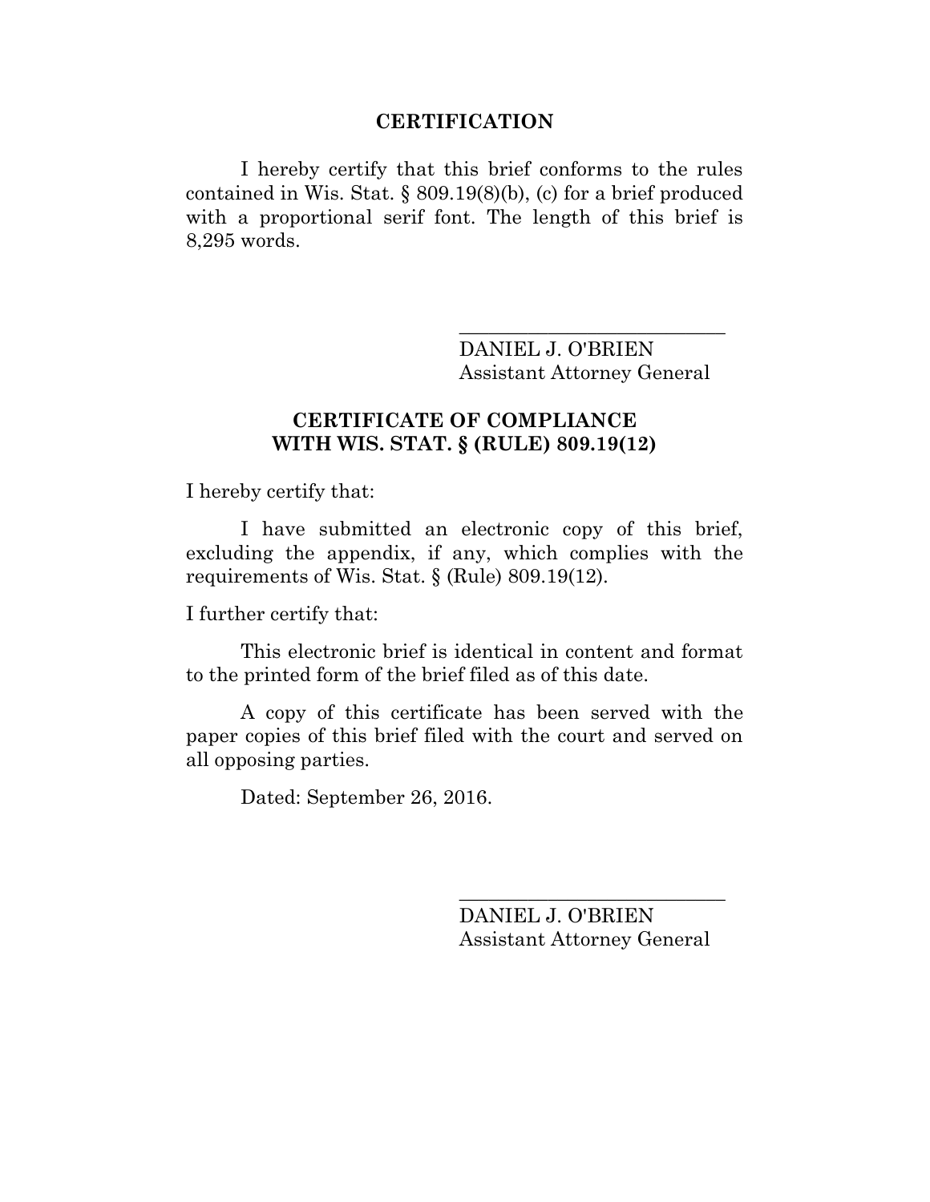## CERTIFICATION

I hereby certify that this brief conforms to the rules contained in Wis. Stat. § 809.19(8)(b), (c) for a brief produced with a proportional serif font. The length of this brief is 8,295 words.

\_\_\_\_\_\_\_\_\_\_\_\_\_\_\_\_\_\_\_\_\_\_\_\_\_\_\_
DANIEL J. O'BRIEN
Assistant Attorney General

## CERTIFICATE OF COMPLIANCE WITH WIS. STAT. § (RULE) 809.19(12)

I hereby certify that:

I have submitted an electronic copy of this brief, excluding the appendix, if any, which complies with the requirements of Wis. Stat. § (Rule) 809.19(12).

I further certify that:

This electronic brief is identical in content and format to the printed form of the brief filed as of this date.

A copy of this certificate has been served with the paper copies of this brief filed with the court and served on all opposing parties.

Dated: September 26, 2016.

\_\_\_\_\_\_\_\_\_\_\_\_\_\_\_\_\_\_\_\_\_\_\_\_\_\_\_
DANIEL J. O'BRIEN
Assistant Attorney General